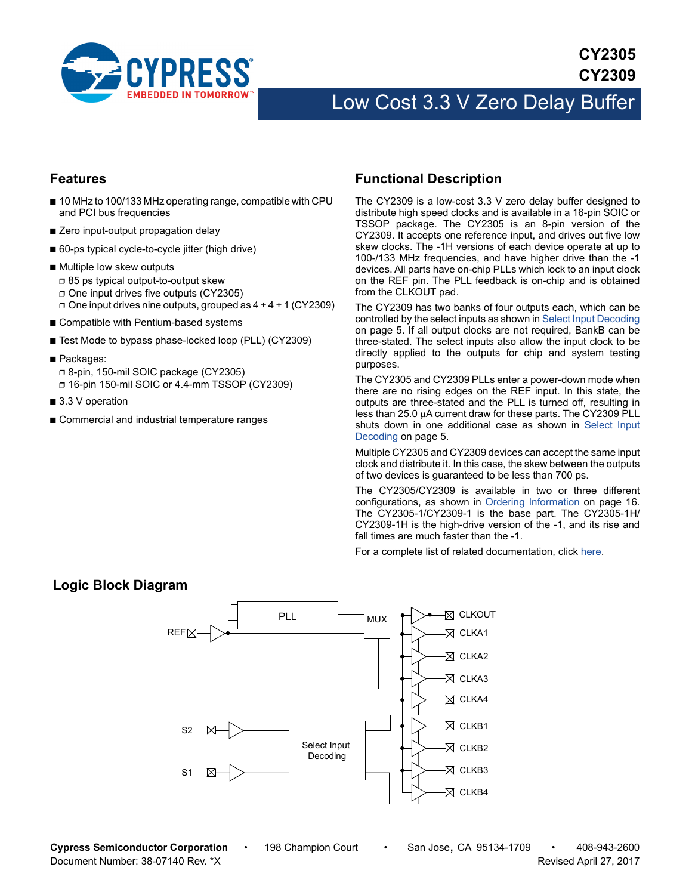# CY2305
# CY2309

## Low Cost 3.3 V Zero Delay Buffer

## Features

- 10 MHz to 100/133 MHz operating range, compatible with CPU and PCI bus frequencies
- Zero input-output propagation delay
- 60-ps typical cycle-to-cycle jitter (high drive)
- Multiple low skew outputs
  - 85 ps typical output-to-output skew
  - One input drives five outputs (CY2305)
  - One input drives nine outputs, grouped as 4 + 4 + 1 (CY2309)
- Compatible with Pentium-based systems
- Test Mode to bypass phase-locked loop (PLL) (CY2309)
- Packages:
  - 8-pin, 150-mil SOIC package (CY2305)
  - 16-pin 150-mil SOIC or 4.4-mm TSSOP (CY2309)
- 3.3 V operation
- Commercial and industrial temperature ranges

## Functional Description

The CY2309 is a low-cost 3.3 V zero delay buffer designed to distribute high speed clocks and is available in a 16-pin SOIC or TSSOP package. The CY2305 is an 8-pin version of the CY2309. It accepts one reference input, and drives out five low skew clocks. The -1H versions of each device operate at up to 100-/133 MHz frequencies, and have higher drive than the -1 devices. All parts have on-chip PLLs which lock to an input clock on the REF pin. The PLL feedback is on-chip and is obtained from the CLKOUT pad.

The CY2309 has two banks of four outputs each, which can be controlled by the select inputs as shown in Select Input Decoding on page 5. If all output clocks are not required, BankB can be three-stated. The select inputs also allow the input clock to be directly applied to the outputs for chip and system testing purposes.

The CY2305 and CY2309 PLLs enter a power-down mode when there are no rising edges on the REF input. In this state, the outputs are three-stated and the PLL is turned off, resulting in less than 25.0 µA current draw for these parts. The CY2309 PLL shuts down in one additional case as shown in Select Input Decoding on page 5.

Multiple CY2305 and CY2309 devices can accept the same input clock and distribute it. In this case, the skew between the outputs of two devices is guaranteed to be less than 700 ps.

The CY2305/CY2309 is available in two or three different configurations, as shown in Ordering Information on page 16. The CY2305-1/CY2309-1 is the base part. The CY2305-1H/ CY2309-1H is the high-drive version of the -1, and its rise and fall times are much faster than the -1.

For a complete list of related documentation, click here.

## Logic Block Diagram

REF, PLL, MUX, CLKOUT, CLKA1, CLKA2, CLKA3, CLKA4, CLKB1, CLKB2, CLKB3, CLKB4, S2, S1, Select Input Decoding

Cypress Semiconductor Corporation • 198 Champion Court • San Jose, CA 95134-1709 • 408-943-2600
Document Number: 38-07140 Rev. *X Revised April 27, 2017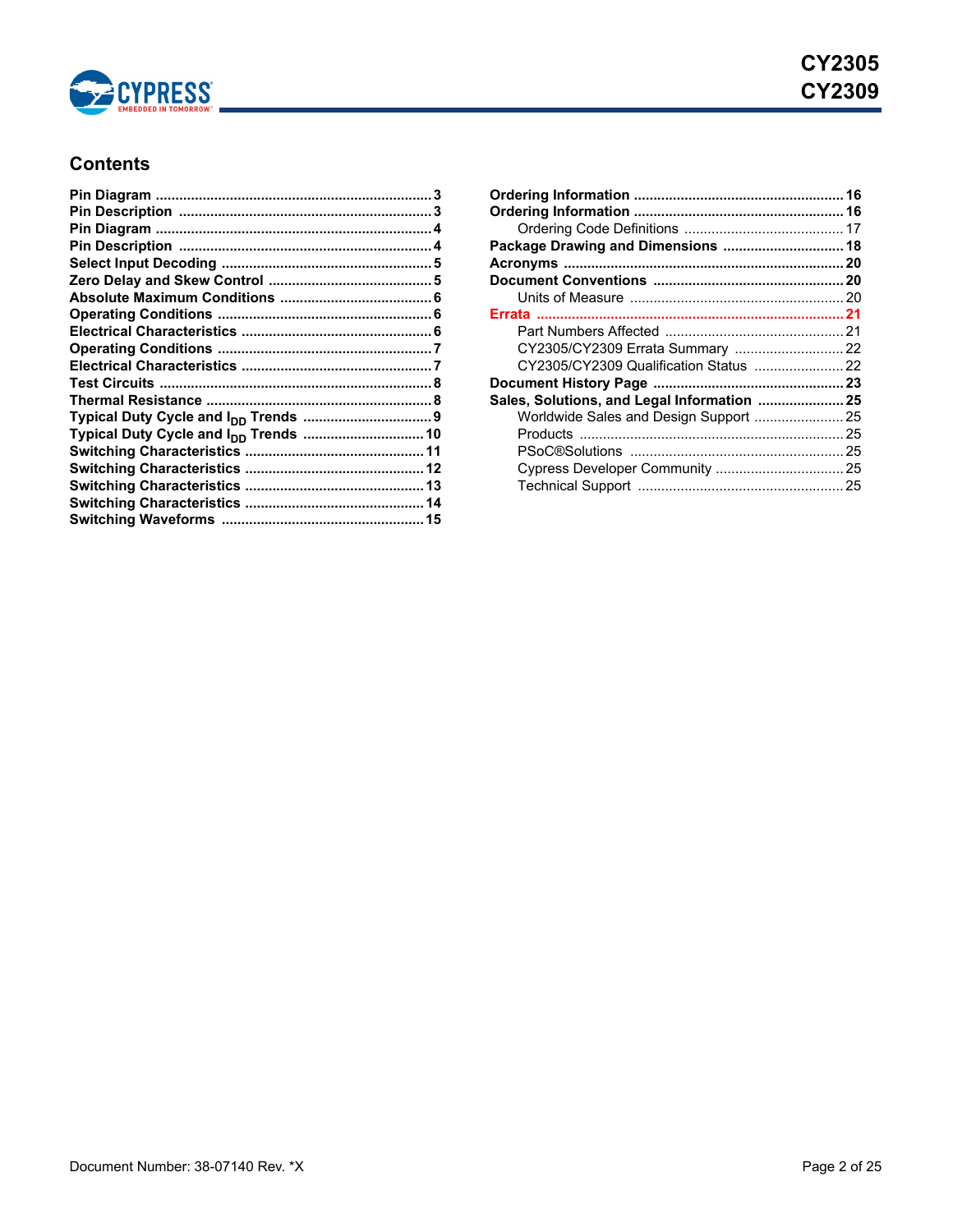## Contents

- **Pin Diagram** ..... 3
- **Pin Description** ..... 3
- **Pin Diagram** ..... 4
- **Pin Description** ..... 4
- **Select Input Decoding** ..... 5
- **Zero Delay and Skew Control** ..... 5
- **Absolute Maximum Conditions** ..... 6
- **Operating Conditions** ..... 6
- **Electrical Characteristics** ..... 6
- **Operating Conditions** ..... 7
- **Electrical Characteristics** ..... 7
- **Test Circuits** ..... 8
- **Thermal Resistance** ..... 8
- **Typical Duty Cycle and $I_{DD}$ Trends** ..... 9
- **Typical Duty Cycle and $I_{DD}$ Trends** ..... 10
- **Switching Characteristics** ..... 11
- **Switching Characteristics** ..... 12
- **Switching Characteristics** ..... 13
- **Switching Characteristics** ..... 14
- **Switching Waveforms** ..... 15
- **Ordering Information** ..... 16
- **Ordering Information** ..... 16
  - Ordering Code Definitions ..... 17
- **Package Drawing and Dimensions** ..... 18
- **Acronyms** ..... 20
- **Document Conventions** ..... 20
  - Units of Measure ..... 20
- **Errata** ..... 21
  - Part Numbers Affected ..... 21
  - CY2305/CY2309 Errata Summary ..... 22
  - CY2305/CY2309 Qualification Status ..... 22
- **Document History Page** ..... 23
- **Sales, Solutions, and Legal Information** ..... 25
  - Worldwide Sales and Design Support ..... 25
  - Products ..... 25
  - PSoC®Solutions ..... 25
  - Cypress Developer Community ..... 25
  - Technical Support ..... 25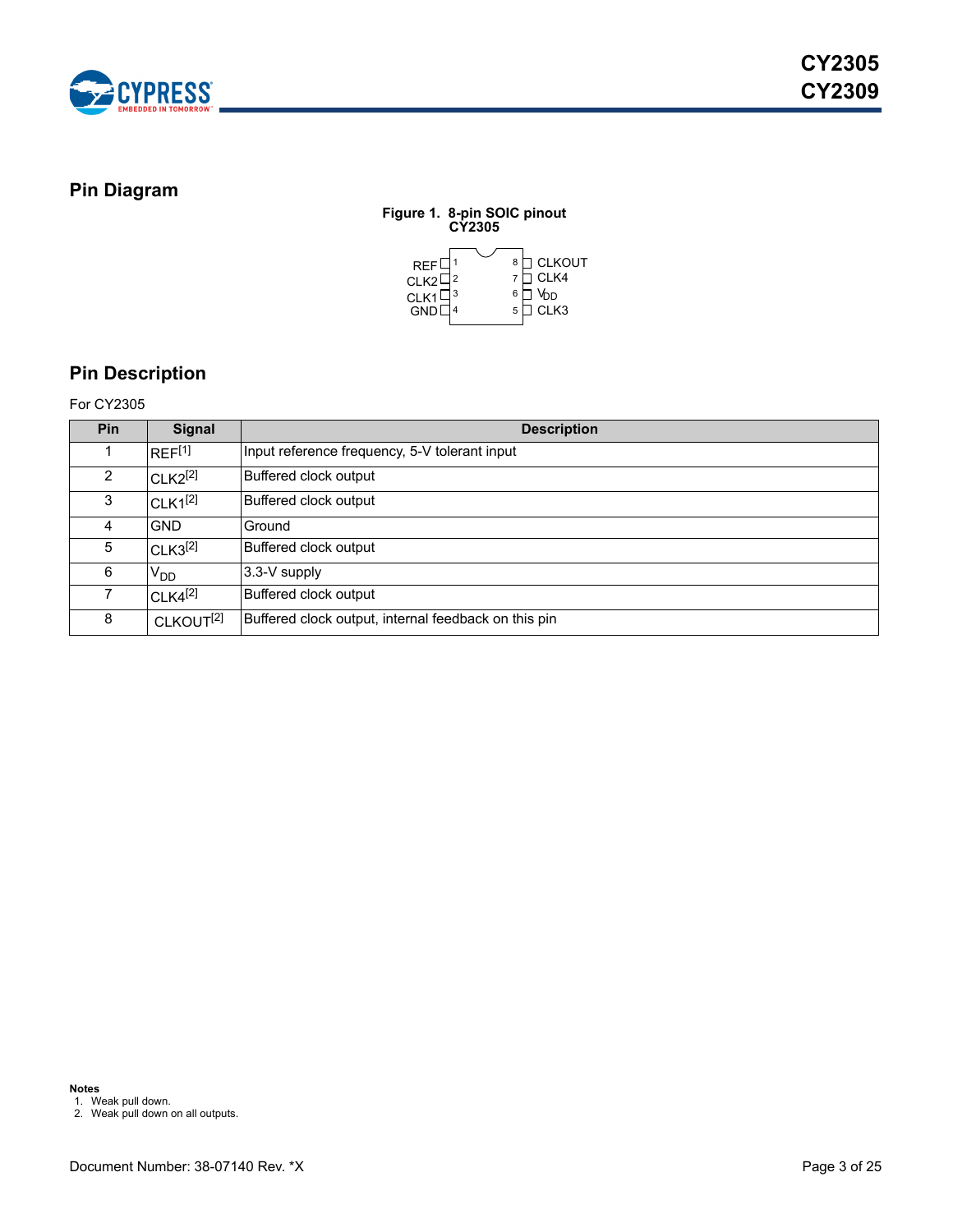## Pin Diagram

**Figure 1. 8-pin SOIC pinout CY2305**

| Pin | Signal | | Pin | Signal |
|---|---|---|---|---|
| 1 | REF | | 8 | CLKOUT |
| 2 | CLK2 | | 7 | CLK4 |
| 3 | CLK1 | | 6 | $V_{DD}$ |
| 4 | GND | | 5 | CLK3 |

## Pin Description

For CY2305

| Pin | Signal | Description |
|---|---|---|
| 1 | REF[1] | Input reference frequency, 5-V tolerant input |
| 2 | CLK2[2] | Buffered clock output |
| 3 | CLK1[2] | Buffered clock output |
| 4 | GND | Ground |
| 5 | CLK3[2] | Buffered clock output |
| 6 | $V_{DD}$ | 3.3-V supply |
| 7 | CLK4[2] | Buffered clock output |
| 8 | CLKOUT[2] | Buffered clock output, internal feedback on this pin |

**Notes**

1. Weak pull down.
2. Weak pull down on all outputs.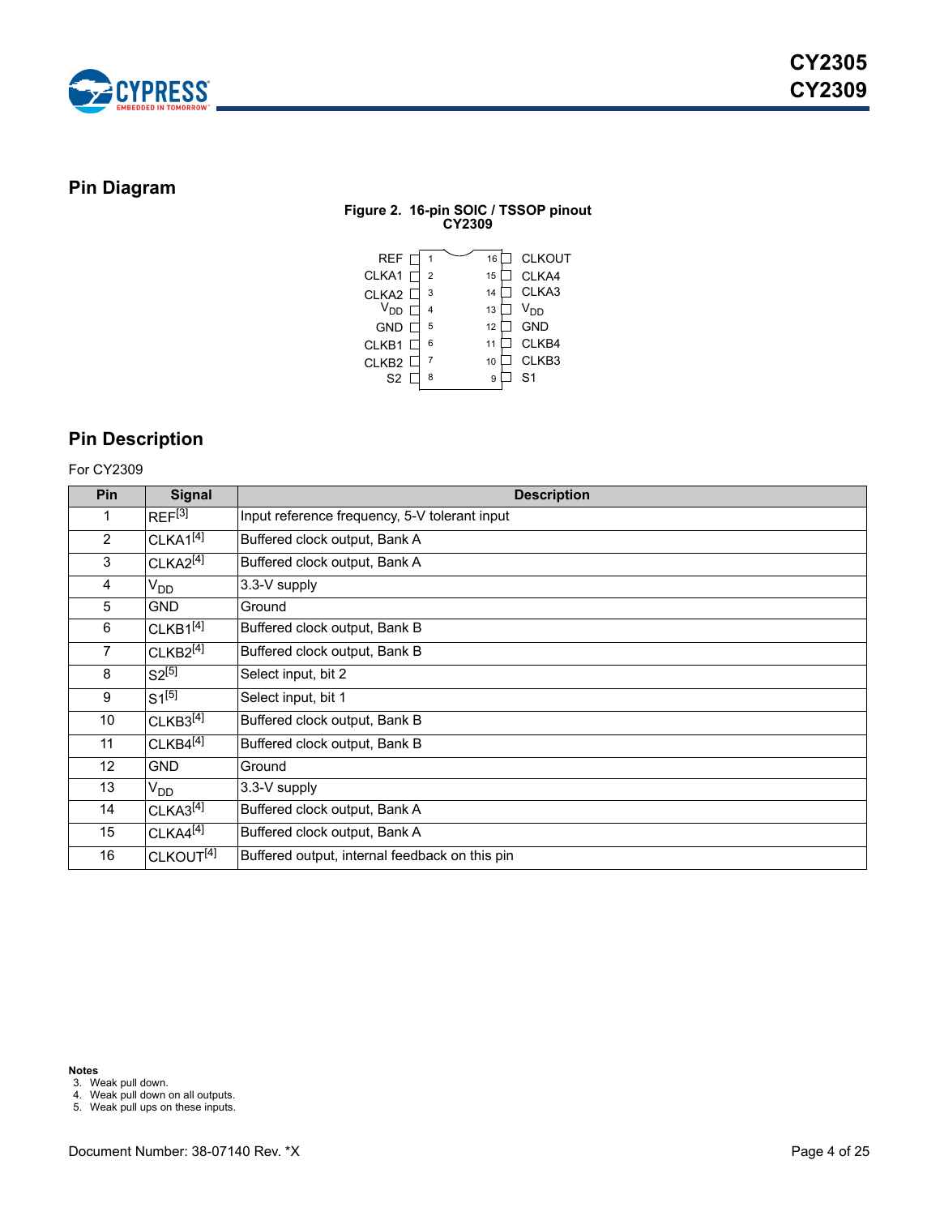## Pin Diagram

**Figure 2. 16-pin SOIC / TSSOP pinout CY2309**

| Signal | Pin | Pin | Signal |
|---|---|---|---|
| REF | 1 | 16 | CLKOUT |
| CLKA1 | 2 | 15 | CLKA4 |
| CLKA2 | 3 | 14 | CLKA3 |
| $V_{DD}$ | 4 | 13 | $V_{DD}$ |
| GND | 5 | 12 | GND |
| CLKB1 | 6 | 11 | CLKB4 |
| CLKB2 | 7 | 10 | CLKB3 |
| S2 | 8 | 9 | S1 |

## Pin Description

For CY2309

| Pin | Signal | Description |
|---|---|---|
| 1 | REF[3] | Input reference frequency, 5-V tolerant input |
| 2 | CLKA1[4] | Buffered clock output, Bank A |
| 3 | CLKA2[4] | Buffered clock output, Bank A |
| 4 | $V_{DD}$ | 3.3-V supply |
| 5 | GND | Ground |
| 6 | CLKB1[4] | Buffered clock output, Bank B |
| 7 | CLKB2[4] | Buffered clock output, Bank B |
| 8 | S2[5] | Select input, bit 2 |
| 9 | S1[5] | Select input, bit 1 |
| 10 | CLKB3[4] | Buffered clock output, Bank B |
| 11 | CLKB4[4] | Buffered clock output, Bank B |
| 12 | GND | Ground |
| 13 | $V_{DD}$ | 3.3-V supply |
| 14 | CLKA3[4] | Buffered clock output, Bank A |
| 15 | CLKA4[4] | Buffered clock output, Bank A |
| 16 | CLKOUT[4] | Buffered output, internal feedback on this pin |

**Notes**
3. Weak pull down.
4. Weak pull down on all outputs.
5. Weak pull ups on these inputs.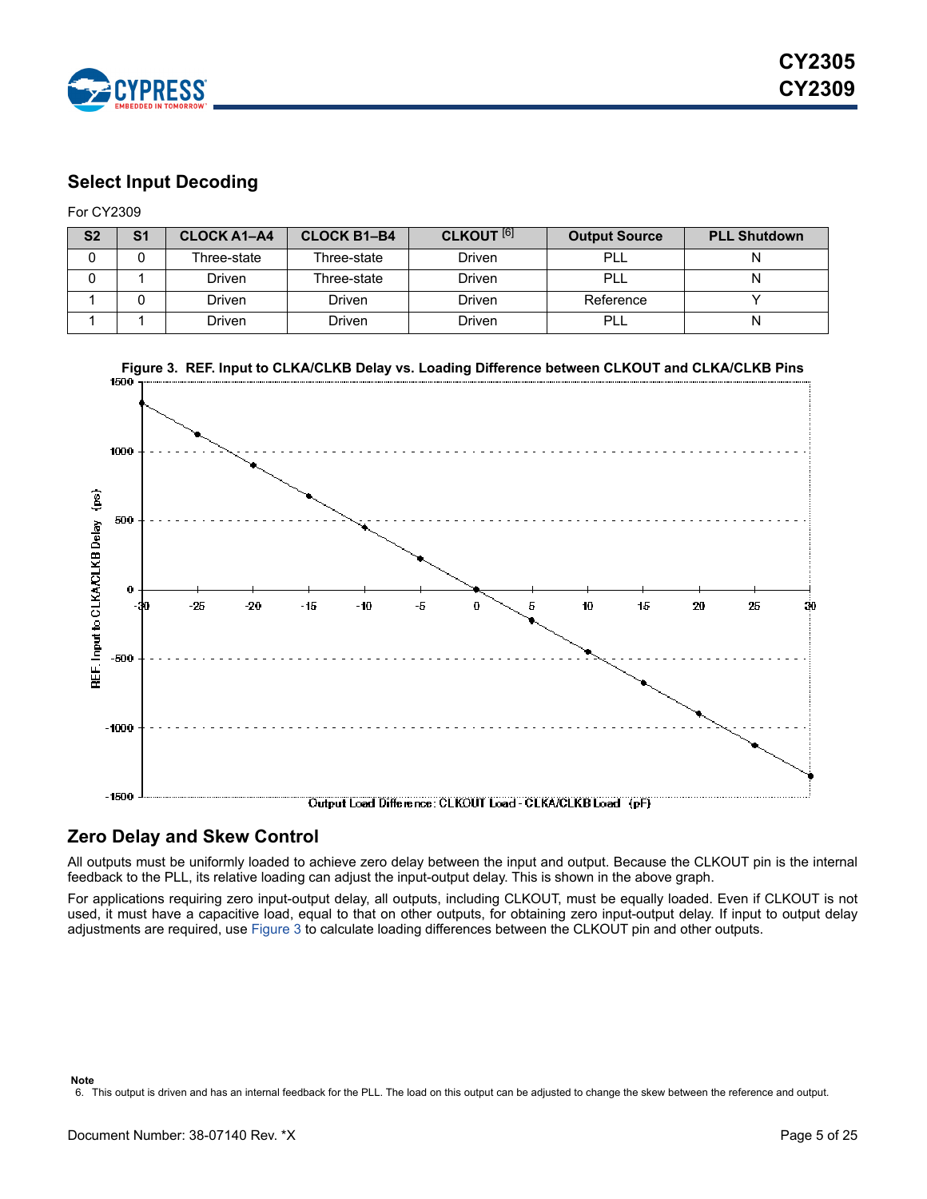## Select Input Decoding

For CY2309

| S2 | S1 | CLOCK A1–A4 | CLOCK B1–B4 | CLKOUT [6] | Output Source | PLL Shutdown |
|---|---|---|---|---|---|---|
| 0 | 0 | Three-state | Three-state | Driven | PLL | N |
| 0 | 1 | Driven | Three-state | Driven | PLL | N |
| 1 | 0 | Driven | Driven | Driven | Reference | Y |
| 1 | 1 | Driven | Driven | Driven | PLL | N |

**Figure 3. REF. Input to CLKA/CLKB Delay vs. Loading Difference between CLKOUT and CLKA/CLKB Pins**

## Zero Delay and Skew Control

All outputs must be uniformly loaded to achieve zero delay between the input and output. Because the CLKOUT pin is the internal feedback to the PLL, its relative loading can adjust the input-output delay. This is shown in the above graph.

For applications requiring zero input-output delay, all outputs, including CLKOUT, must be equally loaded. Even if CLKOUT is not used, it must have a capacitive load, equal to that on other outputs, for obtaining zero input-output delay. If input to output delay adjustments are required, use Figure 3 to calculate loading differences between the CLKOUT pin and other outputs.

**Note**

6. This output is driven and has an internal feedback for the PLL. The load on this output can be adjusted to change the skew between the reference and output.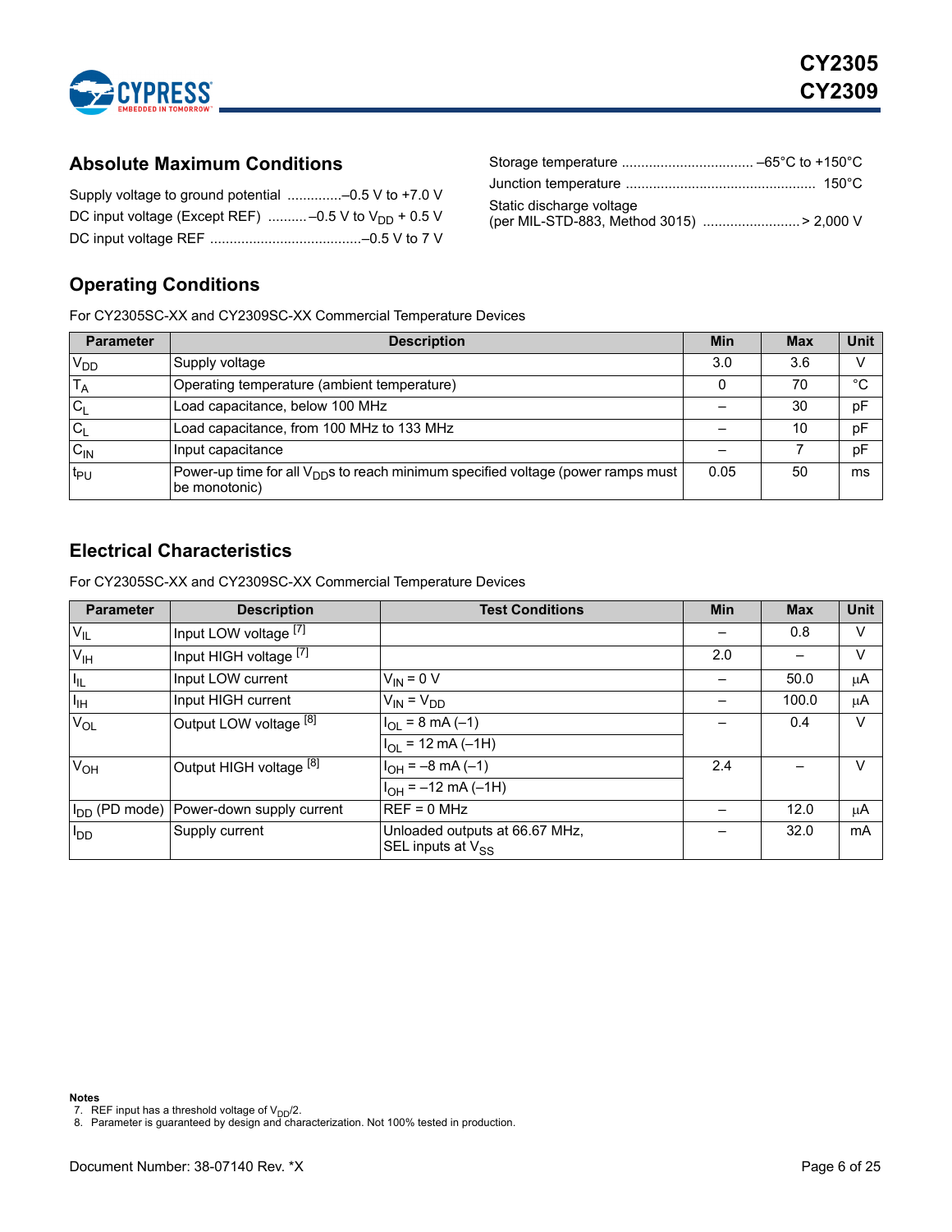## Absolute Maximum Conditions

Supply voltage to ground potential .............–0.5 V to +7.0 V

DC input voltage (Except REF) ..........–0.5 V to $V_{DD}$ + 0.5 V

DC input voltage REF .......................................–0.5 V to 7 V

Storage temperature ................................. –65°C to +150°C

Junction temperature ................................................ 150°C

Static discharge voltage
(per MIL-STD-883, Method 3015) ......................... > 2,000 V

## Operating Conditions

For CY2305SC-XX and CY2309SC-XX Commercial Temperature Devices

| Parameter | Description | Min | Max | Unit |
|---|---|---|---|---|
| $V_{DD}$ | Supply voltage | 3.0 | 3.6 | V |
| $T_A$ | Operating temperature (ambient temperature) | 0 | 70 | °C |
| $C_L$ | Load capacitance, below 100 MHz | – | 30 | pF |
| $C_L$ | Load capacitance, from 100 MHz to 133 MHz | – | 10 | pF |
| $C_{IN}$ | Input capacitance | – | 7 | pF |
| $t_{PU}$ | Power-up time for all $V_{DD}$s to reach minimum specified voltage (power ramps must be monotonic) | 0.05 | 50 | ms |

## Electrical Characteristics

For CY2305SC-XX and CY2309SC-XX Commercial Temperature Devices

| Parameter | Description | Test Conditions | Min | Max | Unit |
|---|---|---|---|---|---|
| $V_{IL}$ | Input LOW voltage [7] | | – | 0.8 | V |
| $V_{IH}$ | Input HIGH voltage [7] | | 2.0 | – | V |
| $I_{IL}$ | Input LOW current | $V_{IN}$ = 0 V | – | 50.0 | μA |
| $I_{IH}$ | Input HIGH current | $V_{IN}$ = $V_{DD}$ | – | 100.0 | μA |
| $V_{OL}$ | Output LOW voltage [8] | $I_{OL}$ = 8 mA (–1)<br>$I_{OL}$ = 12 mA (–1H) | – | 0.4 | V |
| $V_{OH}$ | Output HIGH voltage [8] | $I_{OH}$ = –8 mA (–1)<br>$I_{OH}$ = –12 mA (–1H) | 2.4 | – | V |
| $I_{DD}$ (PD mode) | Power-down supply current | REF = 0 MHz | – | 12.0 | μA |
| $I_{DD}$ | Supply current | Unloaded outputs at 66.67 MHz, SEL inputs at $V_{SS}$ | – | 32.0 | mA |

**Notes**
7. REF input has a threshold voltage of $V_{DD}$/2.
8. Parameter is guaranteed by design and characterization. Not 100% tested in production.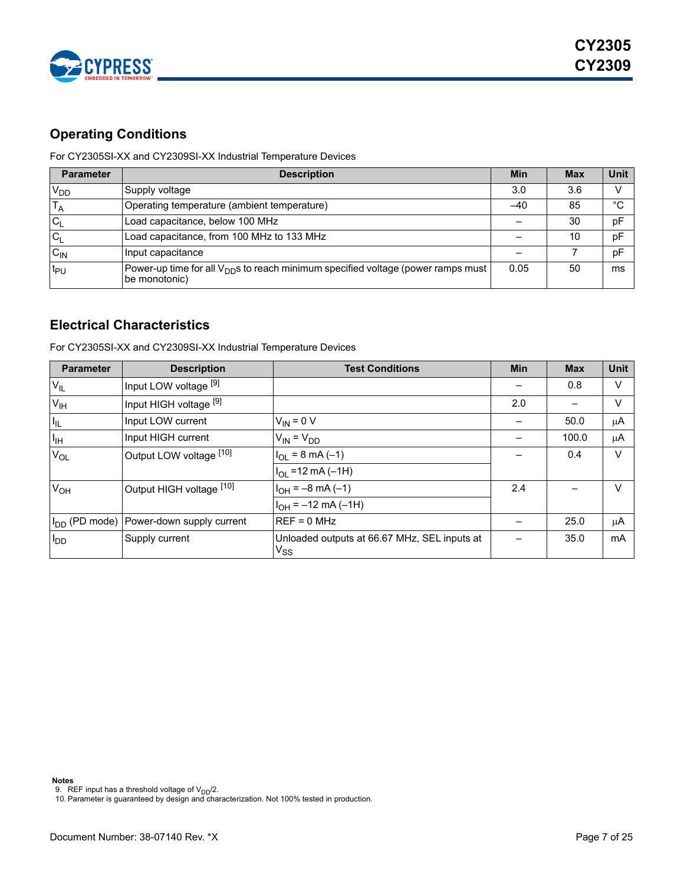## Operating Conditions

For CY2305SI-XX and CY2309SI-XX Industrial Temperature Devices

| Parameter | Description | Min | Max | Unit |
|---|---|---|---|---|
| $V_{DD}$ | Supply voltage | 3.0 | 3.6 | V |
| $T_A$ | Operating temperature (ambient temperature) | –40 | 85 | °C |
| $C_L$ | Load capacitance, below 100 MHz | – | 30 | pF |
| $C_L$ | Load capacitance, from 100 MHz to 133 MHz | – | 10 | pF |
| $C_{IN}$ | Input capacitance | – | 7 | pF |
| $t_{PU}$ | Power-up time for all $V_{DD}$s to reach minimum specified voltage (power ramps must be monotonic) | 0.05 | 50 | ms |

## Electrical Characteristics

For CY2305SI-XX and CY2309SI-XX Industrial Temperature Devices

| Parameter | Description | Test Conditions | Min | Max | Unit |
|---|---|---|---|---|---|
| $V_{IL}$ | Input LOW voltage [9] | | – | 0.8 | V |
| $V_{IH}$ | Input HIGH voltage [9] | | 2.0 | – | V |
| $I_{IL}$ | Input LOW current | $V_{IN}$ = 0 V | – | 50.0 | μA |
| $I_{IH}$ | Input HIGH current | $V_{IN}$ = $V_{DD}$ | – | 100.0 | μA |
| $V_{OL}$ | Output LOW voltage [10] | $I_{OL}$ = 8 mA (–1) | – | 0.4 | V |
| | | $I_{OL}$ =12 mA (–1H) | | | |
| $V_{OH}$ | Output HIGH voltage [10] | $I_{OH}$ = –8 mA (–1) | 2.4 | – | V |
| | | $I_{OH}$ = –12 mA (–1H) | | | |
| $I_{DD}$ (PD mode) | Power-down supply current | REF = 0 MHz | – | 25.0 | μA |
| $I_{DD}$ | Supply current | Unloaded outputs at 66.67 MHz, SEL inputs at $V_{SS}$ | – | 35.0 | mA |

**Notes**

9. REF input has a threshold voltage of $V_{DD}/2$.
10. Parameter is guaranteed by design and characterization. Not 100% tested in production.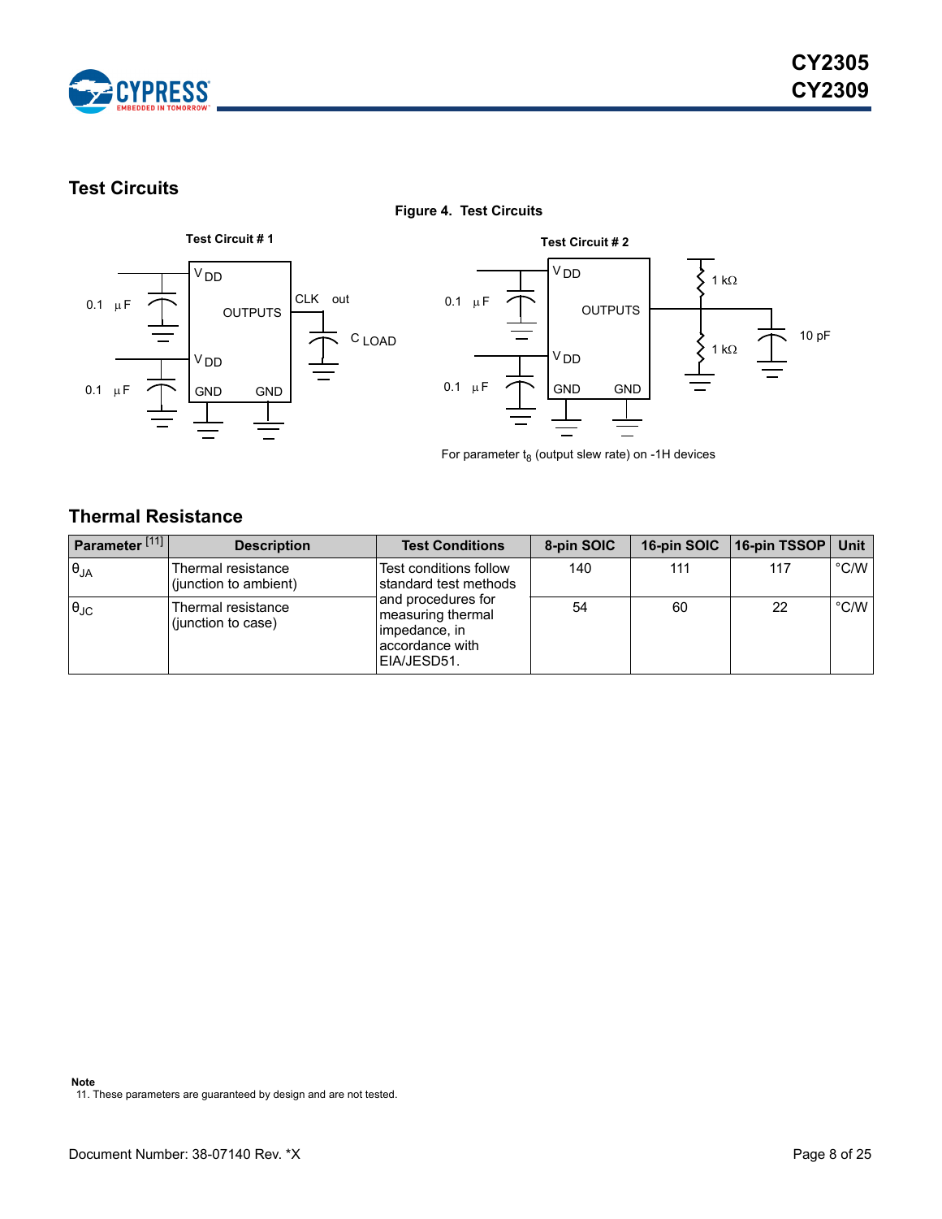## Test Circuits

**Figure 4. Test Circuits**

For parameter $t_8$ (output slew rate) on -1H devices

## Thermal Resistance

| Parameter [11] | Description | Test Conditions | 8-pin SOIC | 16-pin SOIC | 16-pin TSSOP | Unit |
|---|---|---|---|---|---|---|
| $\theta_{JA}$ | Thermal resistance (junction to ambient) | Test conditions follow standard test methods and procedures for measuring thermal impedance, in accordance with EIA/JESD51. | 140 | 111 | 117 | °C/W |
| $\theta_{JC}$ | Thermal resistance (junction to case) | | 54 | 60 | 22 | °C/W |

**Note**

11. These parameters are guaranteed by design and are not tested.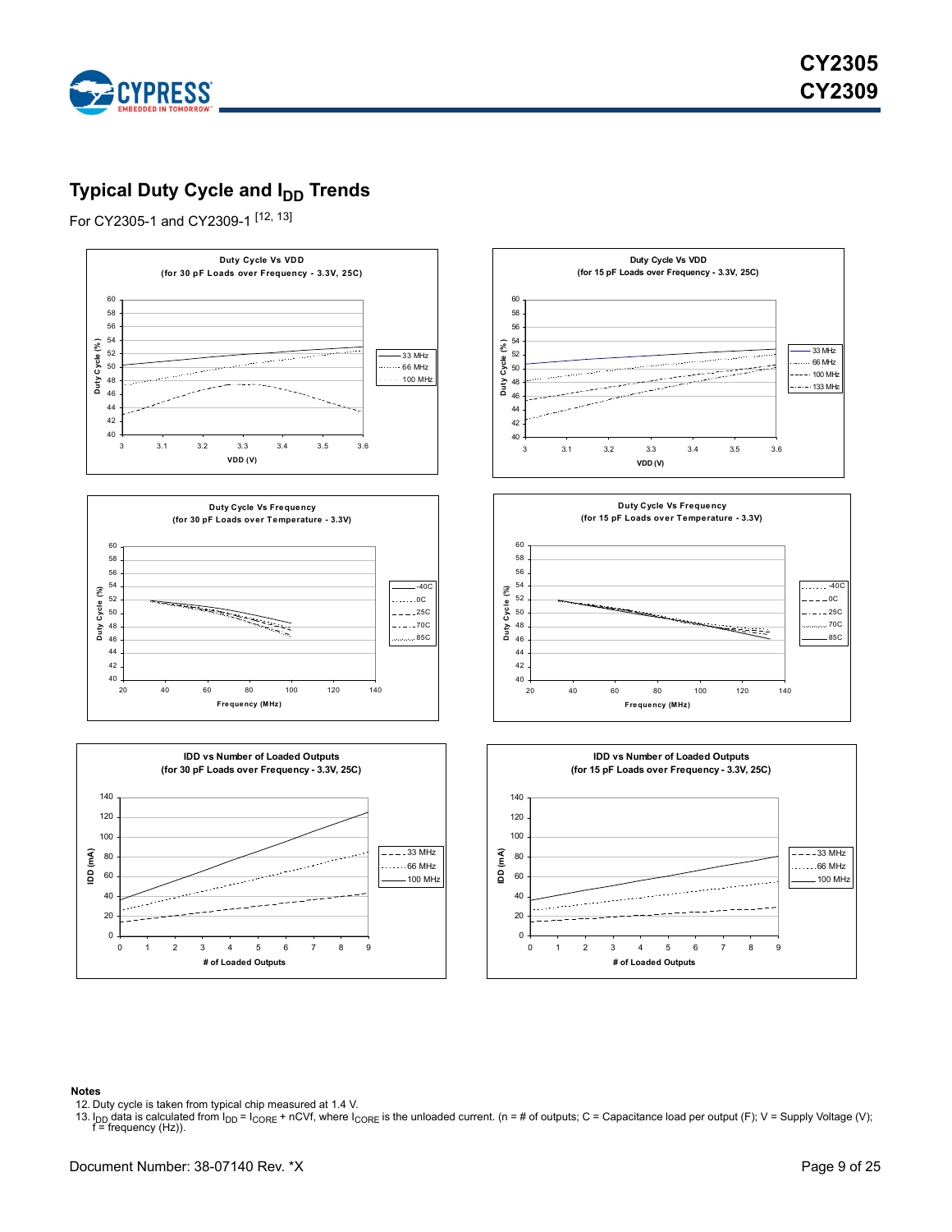## Typical Duty Cycle and $I_{DD}$ Trends

For CY2305-1 and CY2309-1 [12, 13]

**Duty Cycle Vs VDD**
**(for 30 pF Loads over Frequency - 3.3V, 25C)**

Y-axis: Duty Cycle (%), 40 to 60. X-axis: VDD (V), 3 to 3.6. Legend: 33 MHz, 66 MHz, 100 MHz

**Duty Cycle Vs VDD**
**(for 15 pF Loads over Frequency - 3.3V, 25C)**

Y-axis: Duty Cycle (%), 40 to 60. X-axis: VDD (V), 3 to 3.6. Legend: 33 MHz, 66 MHz, 100 MHz, 133 MHz

**Duty Cycle Vs Frequency**
**(for 30 pF Loads over Temperature - 3.3V)**

Y-axis: Duty Cycle (%), 40 to 60. X-axis: Frequency (MHz), 20 to 140. Legend: -40C, 0C, 25C, 70C, 85C

**Duty Cycle Vs Frequency**
**(for 15 pF Loads over Temperature - 3.3V)**

Y-axis: Duty Cycle (%), 40 to 60. X-axis: Frequency (MHz), 20 to 140. Legend: -40C, 0C, 25C, 70C, 85C

**IDD vs Number of Loaded Outputs**
**(for 30 pF Loads over Frequency - 3.3V, 25C)**

Y-axis: IDD (mA), 0 to 140. X-axis: # of Loaded Outputs, 0 to 9. Legend: 33 MHz, 66 MHz, 100 MHz

**IDD vs Number of Loaded Outputs**
**(for 15 pF Loads over Frequency - 3.3V, 25C)**

Y-axis: IDD (mA), 0 to 140. X-axis: # of Loaded Outputs, 0 to 9. Legend: 33 MHz, 66 MHz, 100 MHz

**Notes**

12. Duty cycle is taken from typical chip measured at 1.4 V.
13. $I_{DD}$ data is calculated from $I_{DD} = I_{CORE} + nCVf$, where $I_{CORE}$ is the unloaded current. (n = # of outputs; C = Capacitance load per output (F); V = Supply Voltage (V); f = frequency (Hz)).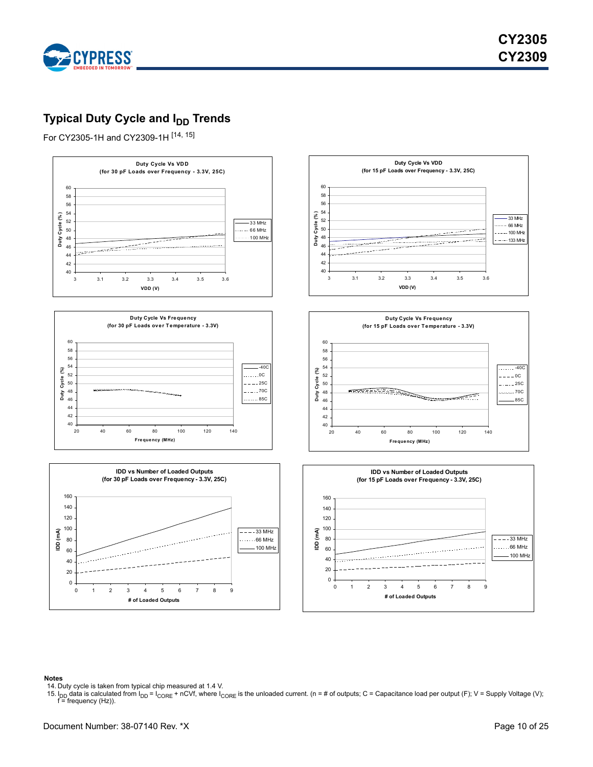## Typical Duty Cycle and $I_{DD}$ Trends

For CY2305-1H and CY2309-1H [14, 15]

**Duty Cycle Vs VDD (for 30 pF Loads over Frequency - 3.3V, 25C)**

**Duty Cycle Vs VDD (for 15 pF Loads over Frequency - 3.3V, 25C)**

**Duty Cycle Vs Frequency (for 30 pF Loads over Temperature - 3.3V)**

**Duty Cycle Vs Frequency (for 15 pF Loads over Temperature - 3.3V)**

**IDD vs Number of Loaded Outputs (for 30 pF Loads over Frequency - 3.3V, 25C)**

**IDD vs Number of Loaded Outputs (for 15 pF Loads over Frequency - 3.3V, 25C)**

**Notes**

14. Duty cycle is taken from typical chip measured at 1.4 V.
15. $I_{DD}$ data is calculated from $I_{DD} = I_{CORE} + nCVf$, where $I_{CORE}$ is the unloaded current. (n = # of outputs; C = Capacitance load per output (F); V = Supply Voltage (V); f = frequency (Hz)).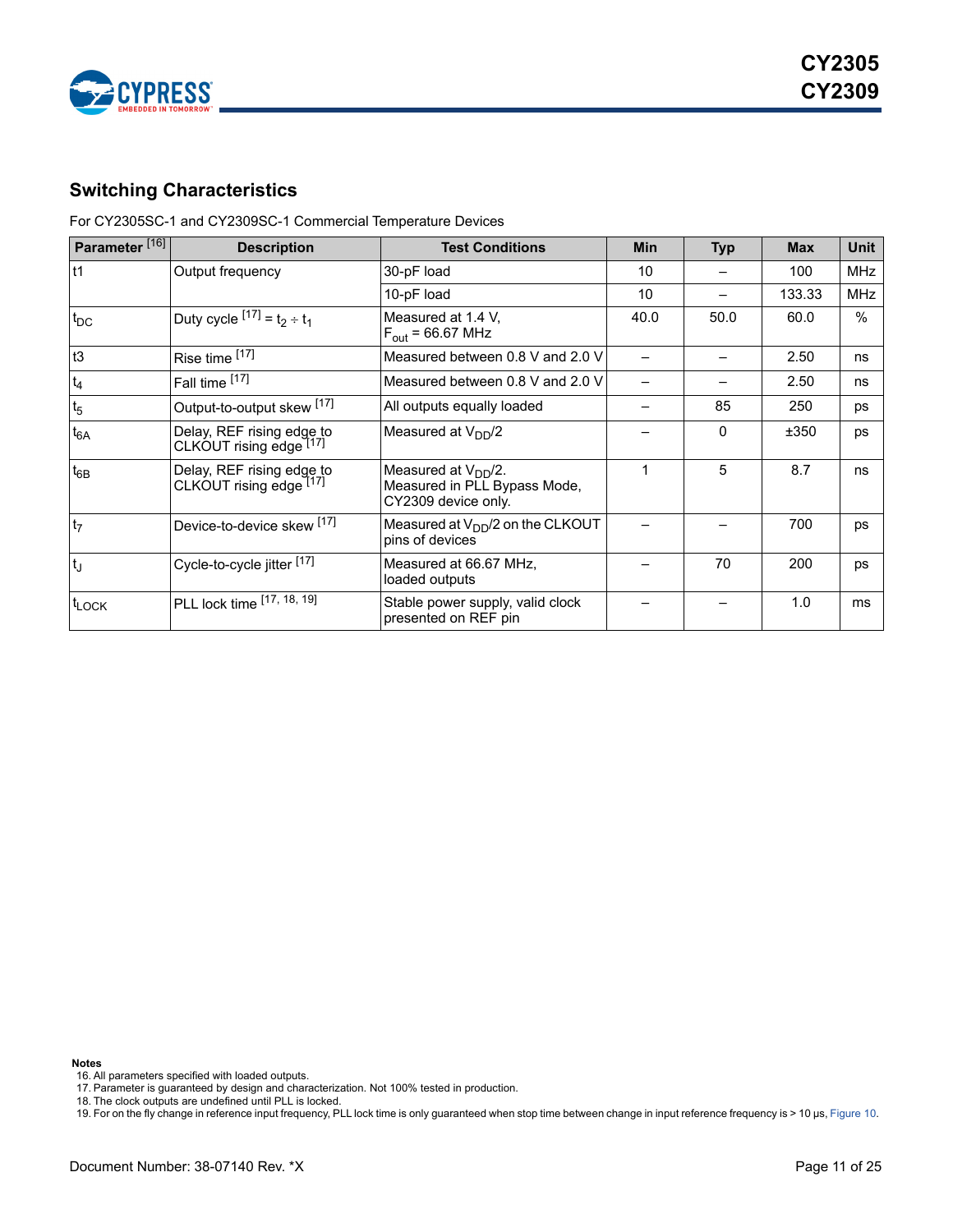## Switching Characteristics

For CY2305SC-1 and CY2309SC-1 Commercial Temperature Devices

| Parameter [16] | Description | Test Conditions | Min | Typ | Max | Unit |
|---|---|---|---|---|---|---|
| t1 | Output frequency | 30-pF load | 10 | – | 100 | MHz |
| | | 10-pF load | 10 | – | 133.33 | MHz |
| $t_{DC}$ | Duty cycle [17] = $t_2 \div t_1$ | Measured at 1.4 V, $F_{out}$ = 66.67 MHz | 40.0 | 50.0 | 60.0 | % |
| t3 | Rise time [17] | Measured between 0.8 V and 2.0 V | – | – | 2.50 | ns |
| $t_4$ | Fall time [17] | Measured between 0.8 V and 2.0 V | – | – | 2.50 | ns |
| $t_5$ | Output-to-output skew [17] | All outputs equally loaded | – | 85 | 250 | ps |
| $t_{6A}$ | Delay, REF rising edge to CLKOUT rising edge [17] | Measured at $V_{DD}/2$ | – | 0 | ±350 | ps |
| $t_{6B}$ | Delay, REF rising edge to CLKOUT rising edge [17] | Measured at $V_{DD}/2$. Measured in PLL Bypass Mode, CY2309 device only. | 1 | 5 | 8.7 | ns |
| $t_7$ | Device-to-device skew [17] | Measured at $V_{DD}/2$ on the CLKOUT pins of devices | – | – | 700 | ps |
| $t_J$ | Cycle-to-cycle jitter [17] | Measured at 66.67 MHz, loaded outputs | – | 70 | 200 | ps |
| $t_{LOCK}$ | PLL lock time [17, 18, 19] | Stable power supply, valid clock presented on REF pin | – | – | 1.0 | ms |

**Notes**

16. All parameters specified with loaded outputs.
17. Parameter is guaranteed by design and characterization. Not 100% tested in production.
18. The clock outputs are undefined until PLL is locked.
19. For on the fly change in reference input frequency, PLL lock time is only guaranteed when stop time between change in input reference frequency is > 10 μs, Figure 10.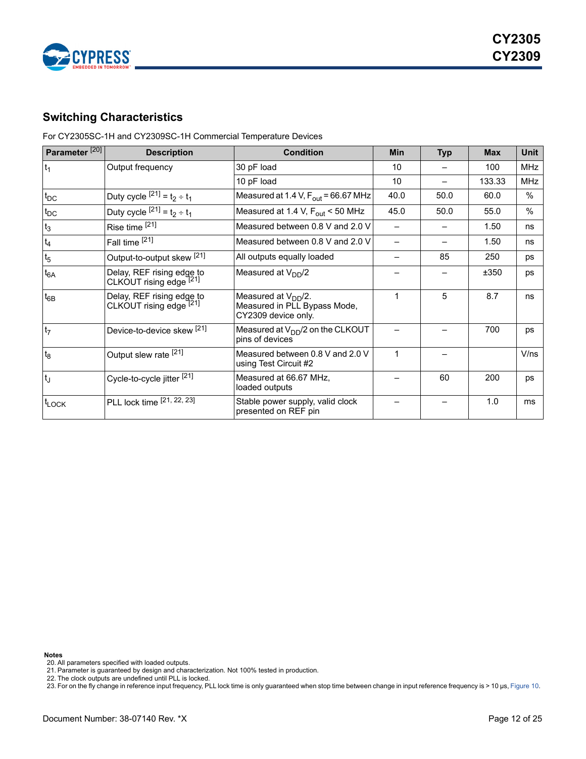## Switching Characteristics

For CY2305SC-1H and CY2309SC-1H Commercial Temperature Devices

| Parameter [20] | Description | Condition | Min | Typ | Max | Unit |
|---|---|---|---|---|---|---|
| $t_1$ | Output frequency | 30 pF load | 10 | – | 100 | MHz |
| | | 10 pF load | 10 | – | 133.33 | MHz |
| $t_{DC}$ | Duty cycle [21] = $t_2 \div t_1$ | Measured at 1.4 V, $F_{out}$ = 66.67 MHz | 40.0 | 50.0 | 60.0 | % |
| $t_{DC}$ | Duty cycle [21] = $t_2 \div t_1$ | Measured at 1.4 V, $F_{out}$ < 50 MHz | 45.0 | 50.0 | 55.0 | % |
| $t_3$ | Rise time [21] | Measured between 0.8 V and 2.0 V | – | – | 1.50 | ns |
| $t_4$ | Fall time [21] | Measured between 0.8 V and 2.0 V | – | – | 1.50 | ns |
| $t_5$ | Output-to-output skew [21] | All outputs equally loaded | – | 85 | 250 | ps |
| $t_{6A}$ | Delay, REF rising edge to CLKOUT rising edge [21] | Measured at $V_{DD}/2$ | – | – | ±350 | ps |
| $t_{6B}$ | Delay, REF rising edge to CLKOUT rising edge [21] | Measured at $V_{DD}/2$. Measured in PLL Bypass Mode, CY2309 device only. | 1 | 5 | 8.7 | ns |
| $t_7$ | Device-to-device skew [21] | Measured at $V_{DD}/2$ on the CLKOUT pins of devices | – | – | 700 | ps |
| $t_8$ | Output slew rate [21] | Measured between 0.8 V and 2.0 V using Test Circuit #2 | 1 | – | | V/ns |
| $t_J$ | Cycle-to-cycle jitter [21] | Measured at 66.67 MHz, loaded outputs | – | 60 | 200 | ps |
| $t_{LOCK}$ | PLL lock time [21, 22, 23] | Stable power supply, valid clock presented on REF pin | – | – | 1.0 | ms |

**Notes**

20. All parameters specified with loaded outputs.
21. Parameter is guaranteed by design and characterization. Not 100% tested in production.
22. The clock outputs are undefined until PLL is locked.
23. For on the fly change in reference input frequency, PLL lock time is only guaranteed when stop time between change in input reference frequency is > 10 μs, Figure 10.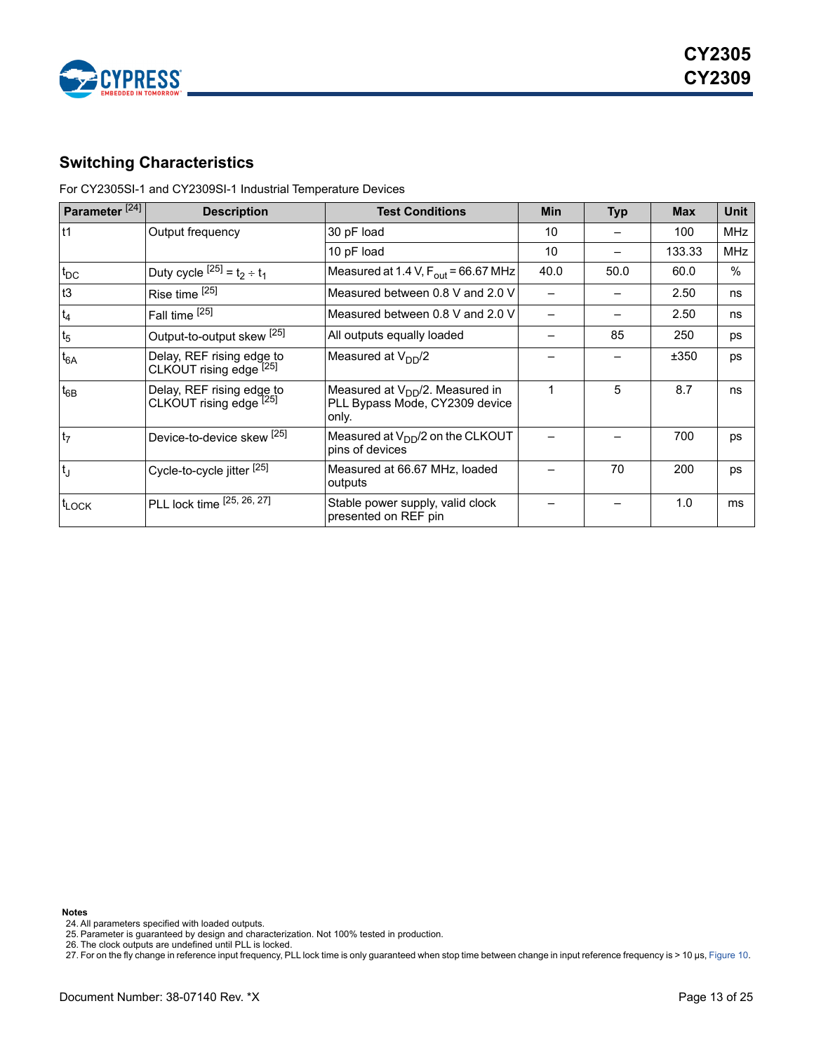## Switching Characteristics

For CY2305SI-1 and CY2309SI-1 Industrial Temperature Devices

| Parameter [24] | Description | Test Conditions | Min | Typ | Max | Unit |
|---|---|---|---|---|---|---|
| t1 | Output frequency | 30 pF load | 10 | – | 100 | MHz |
| | | 10 pF load | 10 | – | 133.33 | MHz |
| $t_{DC}$ | Duty cycle [25] = $t_2 \div t_1$ | Measured at 1.4 V, $F_{out}$ = 66.67 MHz | 40.0 | 50.0 | 60.0 | % |
| t3 | Rise time [25] | Measured between 0.8 V and 2.0 V | – | – | 2.50 | ns |
| $t_4$ | Fall time [25] | Measured between 0.8 V and 2.0 V | – | – | 2.50 | ns |
| $t_5$ | Output-to-output skew [25] | All outputs equally loaded | – | 85 | 250 | ps |
| $t_{6A}$ | Delay, REF rising edge to CLKOUT rising edge [25] | Measured at $V_{DD}/2$ | – | – | ±350 | ps |
| $t_{6B}$ | Delay, REF rising edge to CLKOUT rising edge [25] | Measured at $V_{DD}/2$. Measured in PLL Bypass Mode, CY2309 device only. | 1 | 5 | 8.7 | ns |
| $t_7$ | Device-to-device skew [25] | Measured at $V_{DD}/2$ on the CLKOUT pins of devices | – | – | 700 | ps |
| $t_J$ | Cycle-to-cycle jitter [25] | Measured at 66.67 MHz, loaded outputs | – | 70 | 200 | ps |
| $t_{LOCK}$ | PLL lock time [25, 26, 27] | Stable power supply, valid clock presented on REF pin | – | – | 1.0 | ms |

**Notes**

24. All parameters specified with loaded outputs.
25. Parameter is guaranteed by design and characterization. Not 100% tested in production.
26. The clock outputs are undefined until PLL is locked.
27. For on the fly change in reference input frequency, PLL lock time is only guaranteed when stop time between change in input reference frequency is > 10 µs, Figure 10.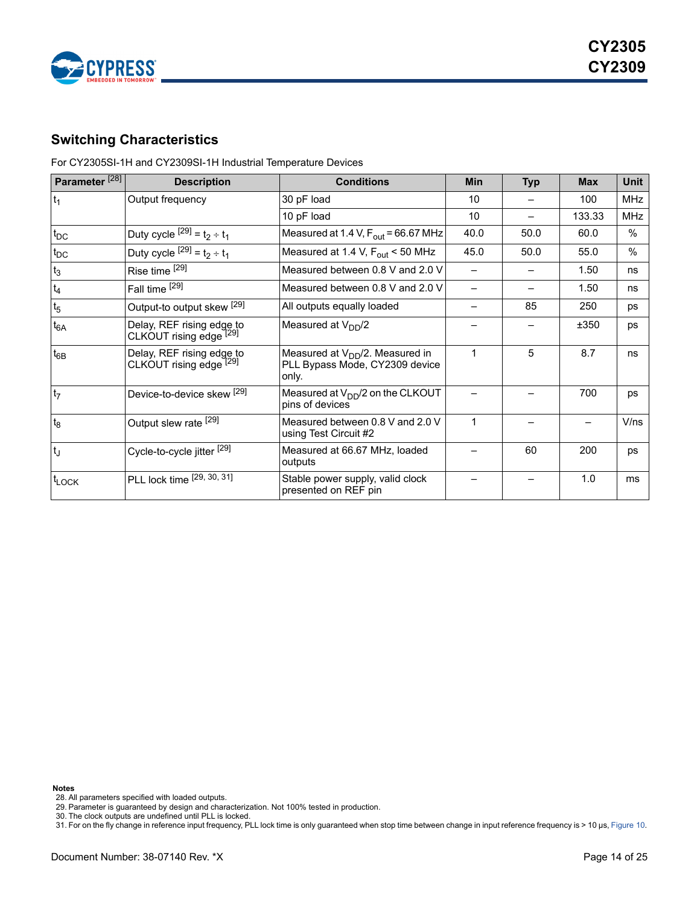## Switching Characteristics

For CY2305SI-1H and CY2309SI-1H Industrial Temperature Devices

| Parameter [28] | Description | Conditions | Min | Typ | Max | Unit |
|---|---|---|---|---|---|---|
| $t_1$ | Output frequency | 30 pF load | 10 | – | 100 | MHz |
| | | 10 pF load | 10 | – | 133.33 | MHz |
| $t_{DC}$ | Duty cycle [29] = $t_2 \div t_1$ | Measured at 1.4 V, $F_{out}$ = 66.67 MHz | 40.0 | 50.0 | 60.0 | % |
| $t_{DC}$ | Duty cycle [29] = $t_2 \div t_1$ | Measured at 1.4 V, $F_{out}$ < 50 MHz | 45.0 | 50.0 | 55.0 | % |
| $t_3$ | Rise time [29] | Measured between 0.8 V and 2.0 V | – | – | 1.50 | ns |
| $t_4$ | Fall time [29] | Measured between 0.8 V and 2.0 V | – | – | 1.50 | ns |
| $t_5$ | Output-to output skew [29] | All outputs equally loaded | – | 85 | 250 | ps |
| $t_{6A}$ | Delay, REF rising edge to CLKOUT rising edge [29] | Measured at $V_{DD}/2$ | – | – | ±350 | ps |
| $t_{6B}$ | Delay, REF rising edge to CLKOUT rising edge [29] | Measured at $V_{DD}/2$. Measured in PLL Bypass Mode, CY2309 device only. | 1 | 5 | 8.7 | ns |
| $t_7$ | Device-to-device skew [29] | Measured at $V_{DD}/2$ on the CLKOUT pins of devices | – | – | 700 | ps |
| $t_8$ | Output slew rate [29] | Measured between 0.8 V and 2.0 V using Test Circuit #2 | 1 | – | – | V/ns |
| $t_J$ | Cycle-to-cycle jitter [29] | Measured at 66.67 MHz, loaded outputs | – | 60 | 200 | ps |
| $t_{LOCK}$ | PLL lock time [29, 30, 31] | Stable power supply, valid clock presented on REF pin | – | – | 1.0 | ms |

**Notes**

28. All parameters specified with loaded outputs.
29. Parameter is guaranteed by design and characterization. Not 100% tested in production.
30. The clock outputs are undefined until PLL is locked.
31. For on the fly change in reference input frequency, PLL lock time is only guaranteed when stop time between change in input reference frequency is > 10 µs, Figure 10.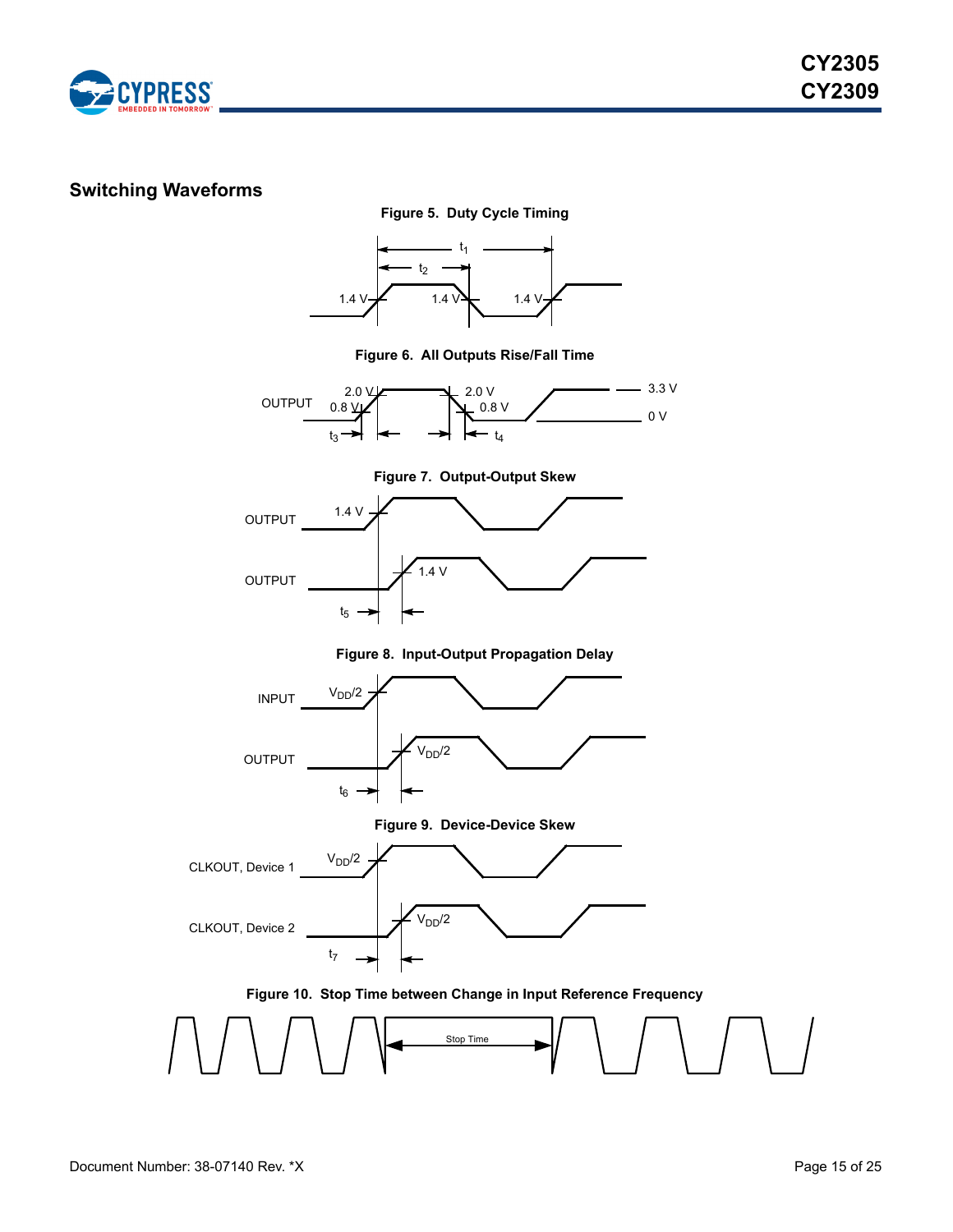## Switching Waveforms

Figure 5. Duty Cycle Timing

Figure 6. All Outputs Rise/Fall Time

Figure 7. Output-Output Skew

Figure 8. Input-Output Propagation Delay

Figure 9. Device-Device Skew

Figure 10. Stop Time between Change in Input Reference Frequency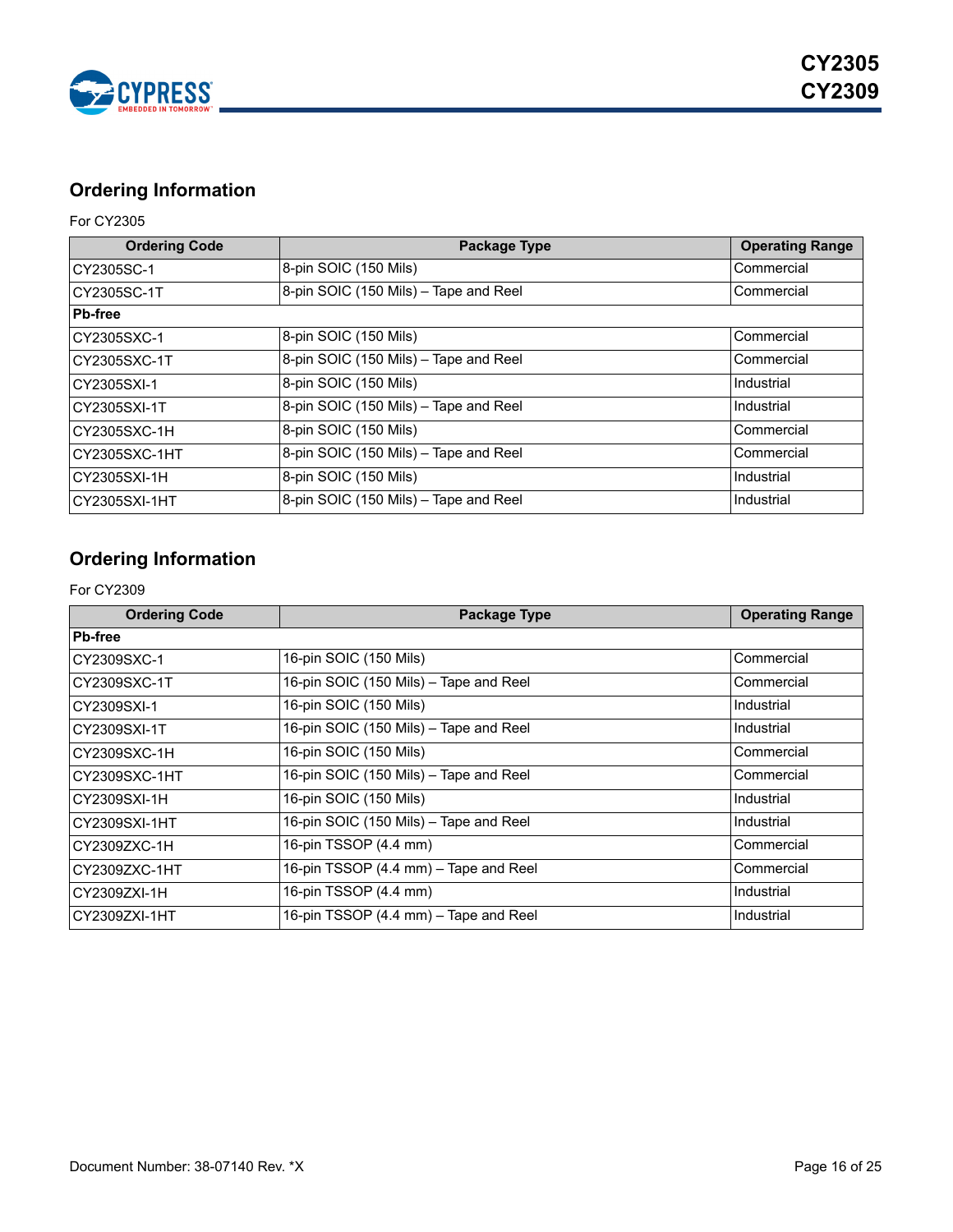## Ordering Information

For CY2305

| Ordering Code | Package Type | Operating Range |
|---|---|---|
| CY2305SC-1 | 8-pin SOIC (150 Mils) | Commercial |
| CY2305SC-1T | 8-pin SOIC (150 Mils) – Tape and Reel | Commercial |
| **Pb-free** | | |
| CY2305SXC-1 | 8-pin SOIC (150 Mils) | Commercial |
| CY2305SXC-1T | 8-pin SOIC (150 Mils) – Tape and Reel | Commercial |
| CY2305SXI-1 | 8-pin SOIC (150 Mils) | Industrial |
| CY2305SXI-1T | 8-pin SOIC (150 Mils) – Tape and Reel | Industrial |
| CY2305SXC-1H | 8-pin SOIC (150 Mils) | Commercial |
| CY2305SXC-1HT | 8-pin SOIC (150 Mils) – Tape and Reel | Commercial |
| CY2305SXI-1H | 8-pin SOIC (150 Mils) | Industrial |
| CY2305SXI-1HT | 8-pin SOIC (150 Mils) – Tape and Reel | Industrial |

## Ordering Information

For CY2309

| Ordering Code | Package Type | Operating Range |
|---|---|---|
| **Pb-free** | | |
| CY2309SXC-1 | 16-pin SOIC (150 Mils) | Commercial |
| CY2309SXC-1T | 16-pin SOIC (150 Mils) – Tape and Reel | Commercial |
| CY2309SXI-1 | 16-pin SOIC (150 Mils) | Industrial |
| CY2309SXI-1T | 16-pin SOIC (150 Mils) – Tape and Reel | Industrial |
| CY2309SXC-1H | 16-pin SOIC (150 Mils) | Commercial |
| CY2309SXC-1HT | 16-pin SOIC (150 Mils) – Tape and Reel | Commercial |
| CY2309SXI-1H | 16-pin SOIC (150 Mils) | Industrial |
| CY2309SXI-1HT | 16-pin SOIC (150 Mils) – Tape and Reel | Industrial |
| CY2309ZXC-1H | 16-pin TSSOP (4.4 mm) | Commercial |
| CY2309ZXC-1HT | 16-pin TSSOP (4.4 mm) – Tape and Reel | Commercial |
| CY2309ZXI-1H | 16-pin TSSOP (4.4 mm) | Industrial |
| CY2309ZXI-1HT | 16-pin TSSOP (4.4 mm) – Tape and Reel | Industrial |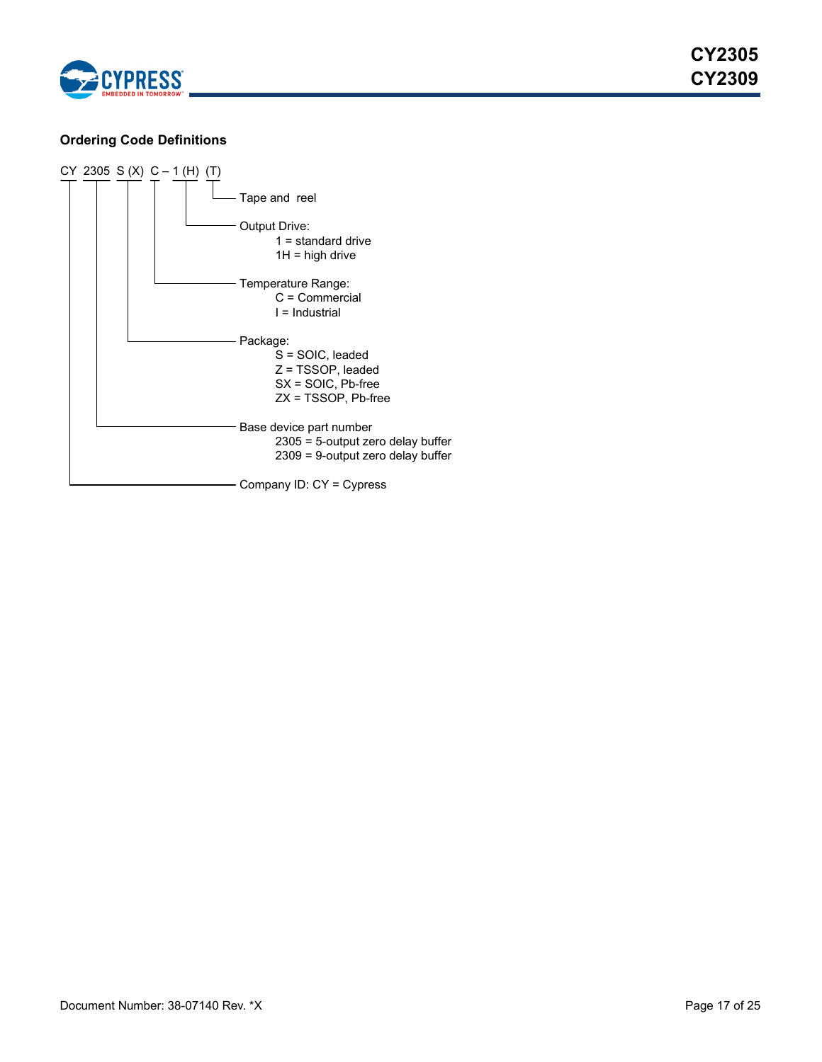### Ordering Code Definitions

```
CY  2305  S (X)  C – 1 (H)  (T)
```

- **(T)** — Tape and reel
- **1 (H)** — Output Drive:
  - 1 = standard drive
  - 1H = high drive
- **C** — Temperature Range:
  - C = Commercial
  - I = Industrial
- **S (X)** — Package:
  - S = SOIC, leaded
  - Z = TSSOP, leaded
  - SX = SOIC, Pb-free
  - ZX = TSSOP, Pb-free
- **2305** — Base device part number
  - 2305 = 5-output zero delay buffer
  - 2309 = 9-output zero delay buffer
- **CY** — Company ID: CY = Cypress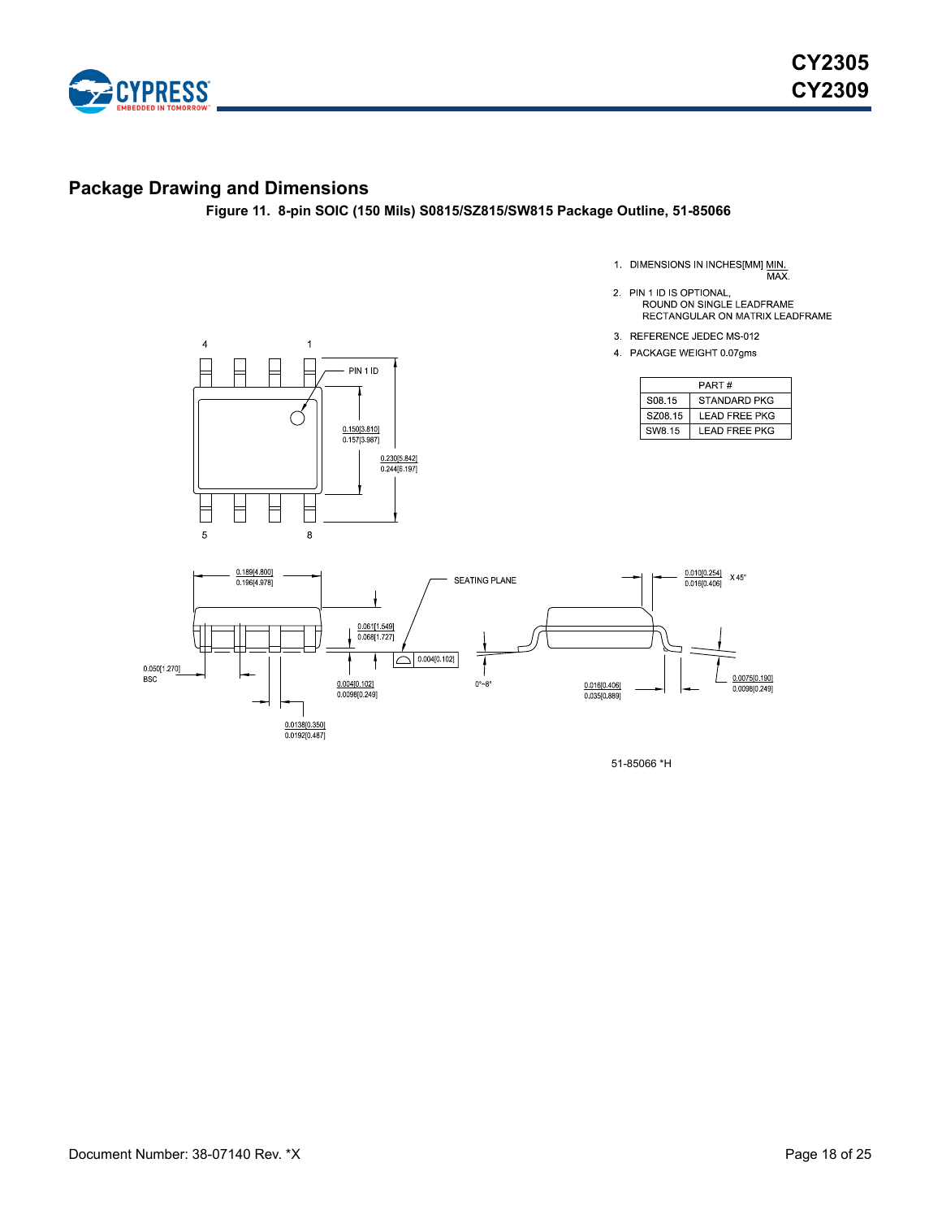## Package Drawing and Dimensions

**Figure 11. 8-pin SOIC (150 Mils) S0815/SZ815/SW815 Package Outline, 51-85066**

1. DIMENSIONS IN INCHES[MM] MIN. / MAX.
2. PIN 1 ID IS OPTIONAL, ROUND ON SINGLE LEADFRAME RECTANGULAR ON MATRIX LEADFRAME
3. REFERENCE JEDEC MS-012
4. PACKAGE WEIGHT 0.07gms

| PART # | |
|---|---|
| S08.15 | STANDARD PKG |
| SZ08.15 | LEAD FREE PKG |
| SW8.15 | LEAD FREE PKG |

4 1 PIN 1 ID 5 8

0.150[3.810] / 0.157[3.987]

0.230[5.842] / 0.244[6.197]

0.189[4.800] / 0.196[4.978]

0.061[1.549] / 0.068[1.727]

SEATING PLANE

0.004[0.102]

0.050[1.270] BSC

0.004[0.102] / 0.0098[0.249]

0.0138[0.350] / 0.0192[0.487]

0.010[0.254] / 0.016[0.406] X 45°

0°~8°

0.016[0.406] / 0.035[0.889]

0.0075[0.190] / 0.0098[0.249]

51-85066 *H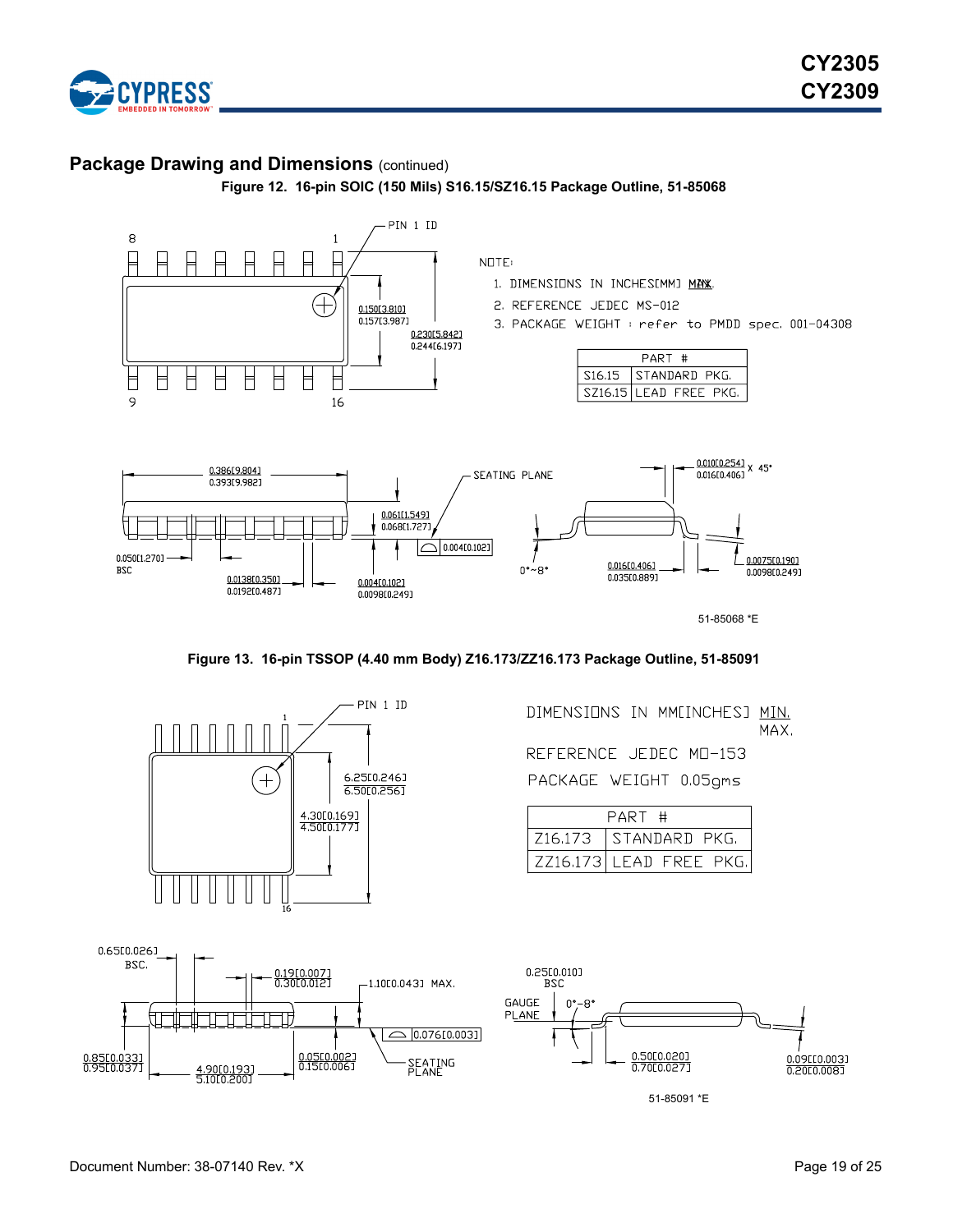## Package Drawing and Dimensions (continued)

**Figure 12. 16-pin SOIC (150 Mils) S16.15/SZ16.15 Package Outline, 51-85068**

NOTE:

1. DIMENSIONS IN INCHES[MM] MIN. MAX.
2. REFERENCE JEDEC MS-012
3. PACKAGE WEIGHT : refer to PMDD spec. 001-04308

| PART # | |
|---|---|
| S16.15 | STANDARD PKG. |
| SZ16.15 | LEAD FREE PKG. |

51-85068 *E

**Figure 13. 16-pin TSSOP (4.40 mm Body) Z16.173/ZZ16.173 Package Outline, 51-85091**

DIMENSIONS IN MM[INCHES] MIN. MAX.

REFERENCE JEDEC MO-153

PACKAGE WEIGHT 0.05gms

| PART # | |
|---|---|
| Z16.173 | STANDARD PKG. |
| ZZ16.173 | LEAD FREE PKG. |

51-85091 *E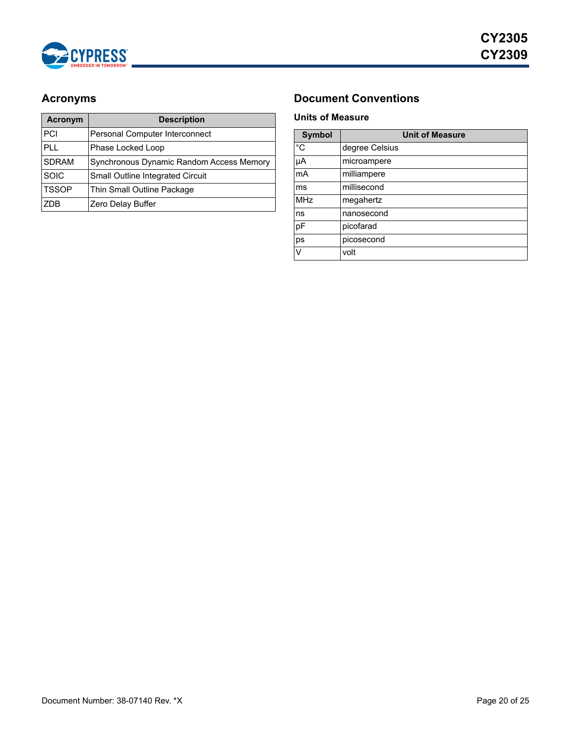## Acronyms

| Acronym | Description |
|---|---|
| PCI | Personal Computer Interconnect |
| PLL | Phase Locked Loop |
| SDRAM | Synchronous Dynamic Random Access Memory |
| SOIC | Small Outline Integrated Circuit |
| TSSOP | Thin Small Outline Package |
| ZDB | Zero Delay Buffer |

## Document Conventions

### Units of Measure

| Symbol | Unit of Measure |
|---|---|
| °C | degree Celsius |
| µA | microampere |
| mA | milliampere |
| ms | millisecond |
| MHz | megahertz |
| ns | nanosecond |
| pF | picofarad |
| ps | picosecond |
| V | volt |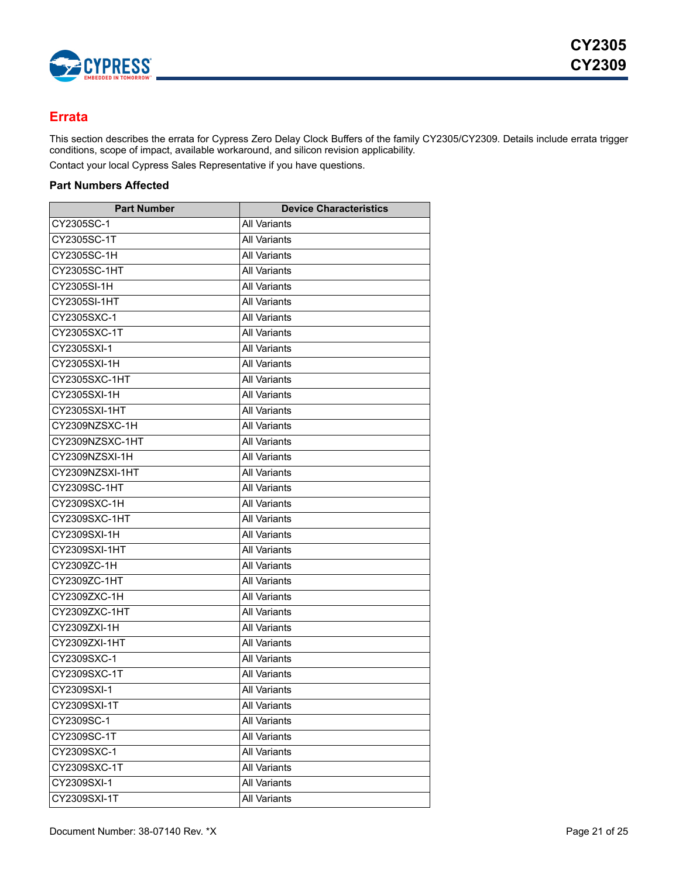## Errata

This section describes the errata for Cypress Zero Delay Clock Buffers of the family CY2305/CY2309. Details include errata trigger conditions, scope of impact, available workaround, and silicon revision applicability.

Contact your local Cypress Sales Representative if you have questions.

### Part Numbers Affected

| Part Number | Device Characteristics |
|---|---|
| CY2305SC-1 | All Variants |
| CY2305SC-1T | All Variants |
| CY2305SC-1H | All Variants |
| CY2305SC-1HT | All Variants |
| CY2305SI-1H | All Variants |
| CY2305SI-1HT | All Variants |
| CY2305SXC-1 | All Variants |
| CY2305SXC-1T | All Variants |
| CY2305SXI-1 | All Variants |
| CY2305SXI-1H | All Variants |
| CY2305SXC-1HT | All Variants |
| CY2305SXI-1H | All Variants |
| CY2305SXI-1HT | All Variants |
| CY2309NZSXC-1H | All Variants |
| CY2309NZSXC-1HT | All Variants |
| CY2309NZSXI-1H | All Variants |
| CY2309NZSXI-1HT | All Variants |
| CY2309SC-1HT | All Variants |
| CY2309SXC-1H | All Variants |
| CY2309SXC-1HT | All Variants |
| CY2309SXI-1H | All Variants |
| CY2309SXI-1HT | All Variants |
| CY2309ZC-1H | All Variants |
| CY2309ZC-1HT | All Variants |
| CY2309ZXC-1H | All Variants |
| CY2309ZXC-1HT | All Variants |
| CY2309ZXI-1H | All Variants |
| CY2309ZXI-1HT | All Variants |
| CY2309SXC-1 | All Variants |
| CY2309SXC-1T | All Variants |
| CY2309SXI-1 | All Variants |
| CY2309SXI-1T | All Variants |
| CY2309SC-1 | All Variants |
| CY2309SC-1T | All Variants |
| CY2309SXC-1 | All Variants |
| CY2309SXC-1T | All Variants |
| CY2309SXI-1 | All Variants |
| CY2309SXI-1T | All Variants |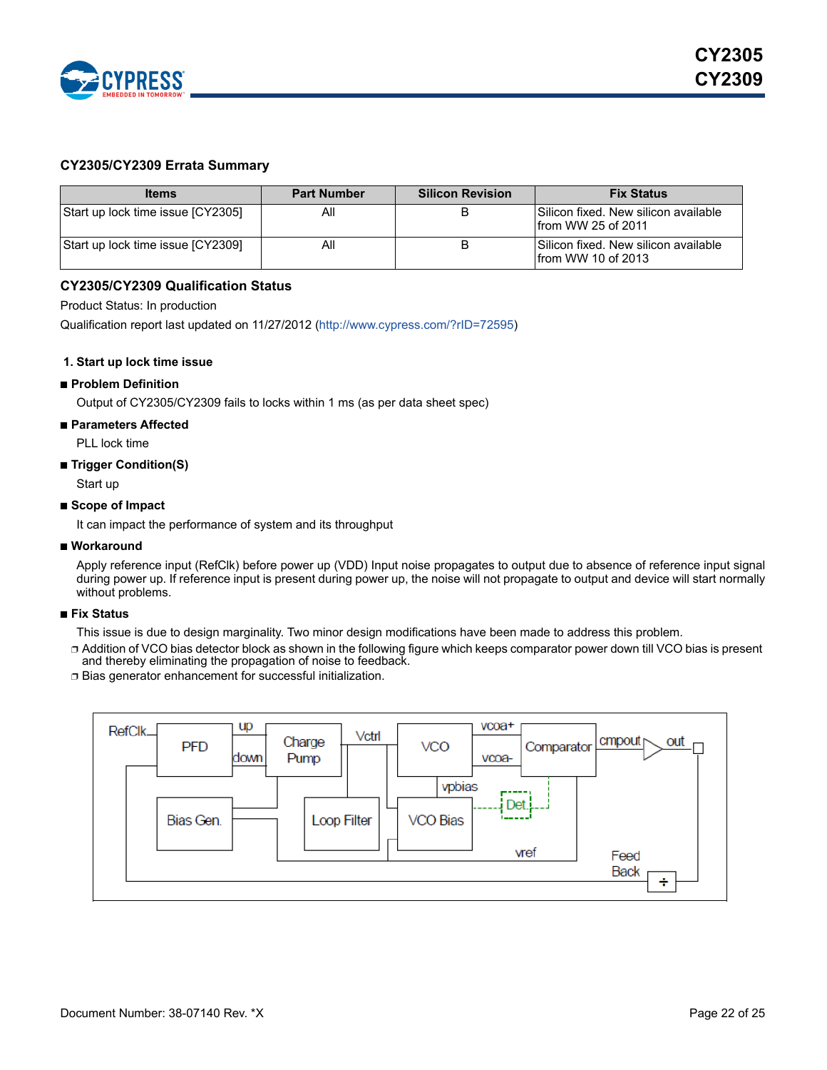## CY2305/CY2309 Errata Summary

| Items | Part Number | Silicon Revision | Fix Status |
|---|---|---|---|
| Start up lock time issue [CY2305] | All | B | Silicon fixed. New silicon available from WW 25 of 2011 |
| Start up lock time issue [CY2309] | All | B | Silicon fixed. New silicon available from WW 10 of 2013 |

## CY2305/CY2309 Qualification Status

Product Status: In production

Qualification report last updated on 11/27/2012 (http://www.cypress.com/?rID=72595)

### 1. Start up lock time issue

- **Problem Definition**

  Output of CY2305/CY2309 fails to locks within 1 ms (as per data sheet spec)

- **Parameters Affected**

  PLL lock time

- **Trigger Condition(S)**

  Start up

- **Scope of Impact**

  It can impact the performance of system and its throughput

- **Workaround**

  Apply reference input (RefClk) before power up (VDD) Input noise propagates to output due to absence of reference input signal during power up. If reference input is present during power up, the noise will not propagate to output and device will start normally without problems.

- **Fix Status**

  This issue is due to design marginality. Two minor design modifications have been made to address this problem.

  - Addition of VCO bias detector block as shown in the following figure which keeps comparator power down till VCO bias is present and thereby eliminating the propagation of noise to feedback.
  - Bias generator enhancement for successful initialization.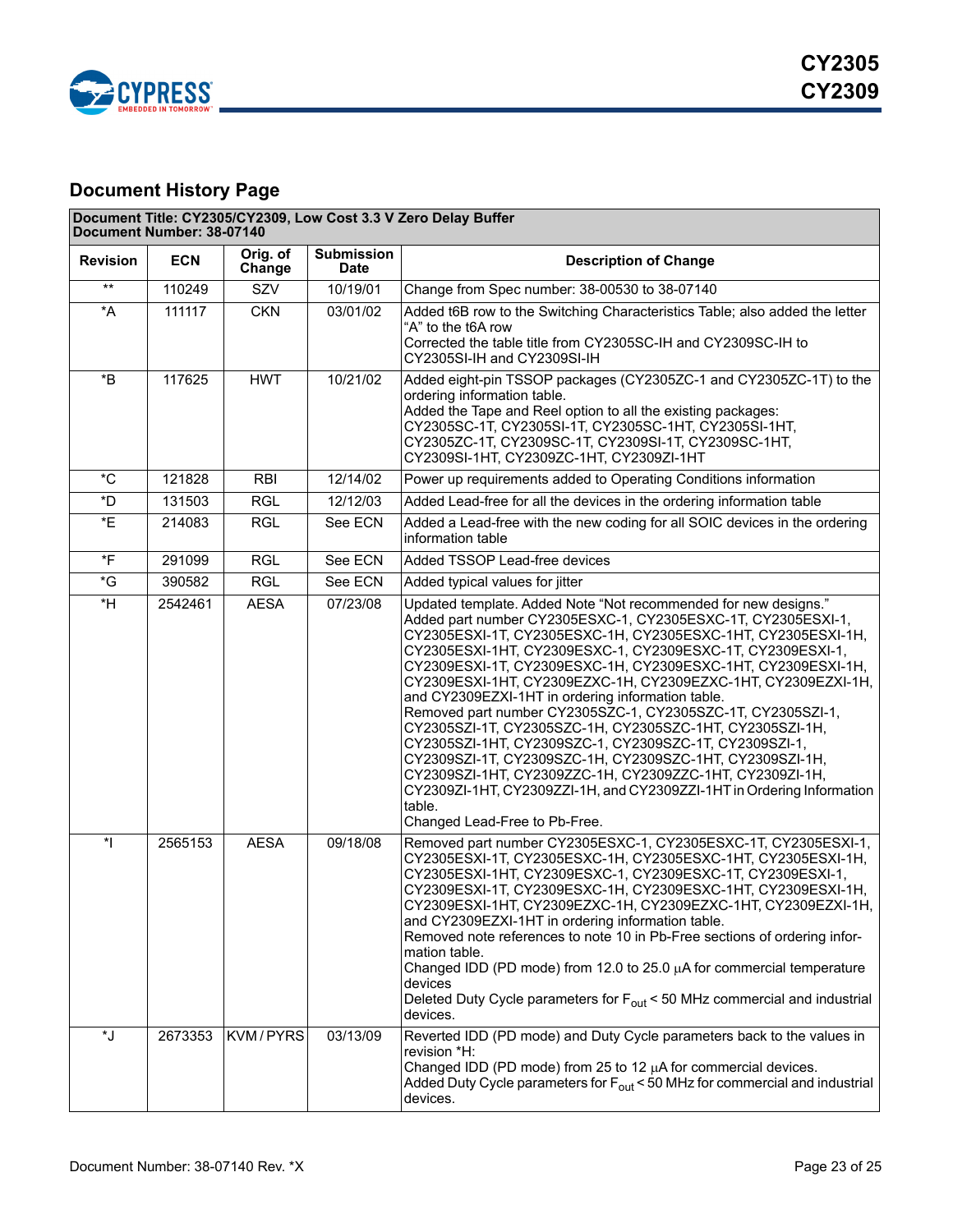## Document History Page

| Document Title: CY2305/CY2309, Low Cost 3.3 V Zero Delay Buffer<br>Document Number: 38-07140 | | | | |
|---|---|---|---|---|
| **Revision** | **ECN** | **Orig. of Change** | **Submission Date** | **Description of Change** |
| ** | 110249 | SZV | 10/19/01 | Change from Spec number: 38-00530 to 38-07140 |
| *A | 111117 | CKN | 03/01/02 | Added t6B row to the Switching Characteristics Table; also added the letter "A" to the t6A row<br>Corrected the table title from CY2305SC-IH and CY2309SC-IH to CY2305SI-IH and CY2309SI-IH |
| *B | 117625 | HWT | 10/21/02 | Added eight-pin TSSOP packages (CY2305ZC-1 and CY2305ZC-1T) to the ordering information table.<br>Added the Tape and Reel option to all the existing packages: CY2305SC-1T, CY2305SI-1T, CY2305SC-1HT, CY2305SI-1HT, CY2305ZC-1T, CY2309SC-1T, CY2309SI-1T, CY2309SC-1HT, CY2309SI-1HT, CY2309ZC-1HT, CY2309ZI-1HT |
| *C | 121828 | RBI | 12/14/02 | Power up requirements added to Operating Conditions information |
| *D | 131503 | RGL | 12/12/03 | Added Lead-free for all the devices in the ordering information table |
| *E | 214083 | RGL | See ECN | Added a Lead-free with the new coding for all SOIC devices in the ordering information table |
| *F | 291099 | RGL | See ECN | Added TSSOP Lead-free devices |
| *G | 390582 | RGL | See ECN | Added typical values for jitter |
| *H | 2542461 | AESA | 07/23/08 | Updated template. Added Note "Not recommended for new designs."<br>Added part number CY2305ESXC-1, CY2305ESXC-1T, CY2305ESXI-1, CY2305ESXI-1T, CY2305ESXC-1H, CY2305ESXC-1HT, CY2305ESXI-1H, CY2305ESXI-1HT, CY2309ESXC-1, CY2309ESXC-1T, CY2309ESXI-1, CY2309ESXI-1T, CY2309ESXC-1H, CY2309ESXC-1HT, CY2309ESXI-1H, CY2309ESXI-1HT, CY2309EZXC-1H, CY2309EZXC-1HT, CY2309EZXI-1H, and CY2309EZXI-1HT in ordering information table.<br>Removed part number CY2305SZC-1, CY2305SZC-1T, CY2305SZI-1, CY2305SZI-1T, CY2305SZC-1H, CY2305SZC-1HT, CY2305SZI-1H, CY2305SZI-1HT, CY2309SZC-1, CY2309SZC-1T, CY2309SZI-1, CY2309SZI-1T, CY2309SZC-1H, CY2309SZC-1HT, CY2309SZI-1H, CY2309SZI-1HT, CY2309ZZC-1H, CY2309ZZC-1HT, CY2309ZI-1H, CY2309ZI-1HT, CY2309ZZI-1H, and CY2309ZZI-1HT in Ordering Information table.<br>Changed Lead-Free to Pb-Free. |
| *I | 2565153 | AESA | 09/18/08 | Removed part number CY2305ESXC-1, CY2305ESXC-1T, CY2305ESXI-1, CY2305ESXI-1T, CY2305ESXC-1H, CY2305ESXC-1HT, CY2305ESXI-1H, CY2305ESXI-1HT, CY2309ESXC-1, CY2309ESXC-1T, CY2309ESXI-1, CY2309ESXI-1T, CY2309ESXC-1H, CY2309ESXC-1HT, CY2309ESXI-1H, CY2309ESXI-1HT, CY2309EZXC-1H, CY2309EZXC-1HT, CY2309EZXI-1H, and CY2309EZXI-1HT in ordering information table.<br>Removed note references to note 10 in Pb-Free sections of ordering information table.<br>Changed IDD (PD mode) from 12.0 to 25.0 µA for commercial temperature devices<br>Deleted Duty Cycle parameters for $F_{out}$ < 50 MHz commercial and industrial devices. |
| *J | 2673353 | KVM / PYRS | 03/13/09 | Reverted IDD (PD mode) and Duty Cycle parameters back to the values in revision *H:<br>Changed IDD (PD mode) from 25 to 12 µA for commercial devices.<br>Added Duty Cycle parameters for $F_{out}$ < 50 MHz for commercial and industrial devices. |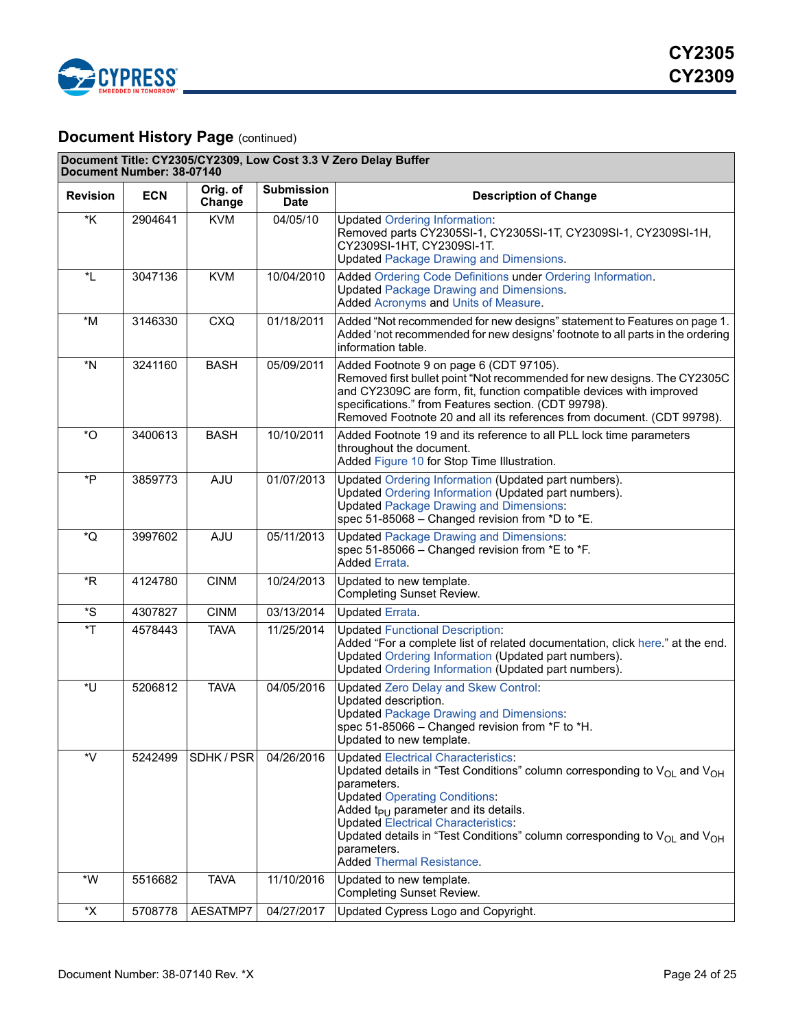## Document History Page (continued)

| Document Title: CY2305/CY2309, Low Cost 3.3 V Zero Delay Buffer<br>Document Number: 38-07140 | | | | |
|---|---|---|---|---|
| **Revision** | **ECN** | **Orig. of Change** | **Submission Date** | **Description of Change** |
| *K | 2904641 | KVM | 04/05/10 | Updated Ordering Information:<br>Removed parts CY2305SI-1, CY2305SI-1T, CY2309SI-1, CY2309SI-1H, CY2309SI-1HT, CY2309SI-1T.<br>Updated Package Drawing and Dimensions. |
| *L | 3047136 | KVM | 10/04/2010 | Added Ordering Code Definitions under Ordering Information.<br>Updated Package Drawing and Dimensions.<br>Added Acronyms and Units of Measure. |
| *M | 3146330 | CXQ | 01/18/2011 | Added "Not recommended for new designs" statement to Features on page 1.<br>Added 'not recommended for new designs' footnote to all parts in the ordering information table. |
| *N | 3241160 | BASH | 05/09/2011 | Added Footnote 9 on page 6 (CDT 97105).<br>Removed first bullet point "Not recommended for new designs. The CY2305C and CY2309C are form, fit, function compatible devices with improved specifications." from Features section. (CDT 99798).<br>Removed Footnote 20 and all its references from document. (CDT 99798). |
| *O | 3400613 | BASH | 10/10/2011 | Added Footnote 19 and its reference to all PLL lock time parameters throughout the document.<br>Added Figure 10 for Stop Time Illustration. |
| *P | 3859773 | AJU | 01/07/2013 | Updated Ordering Information (Updated part numbers).<br>Updated Ordering Information (Updated part numbers).<br>Updated Package Drawing and Dimensions:<br>spec 51-85068 – Changed revision from *D to *E. |
| *Q | 3997602 | AJU | 05/11/2013 | Updated Package Drawing and Dimensions:<br>spec 51-85066 – Changed revision from *E to *F.<br>Added Errata. |
| *R | 4124780 | CINM | 10/24/2013 | Updated to new template.<br>Completing Sunset Review. |
| *S | 4307827 | CINM | 03/13/2014 | Updated Errata. |
| *T | 4578443 | TAVA | 11/25/2014 | Updated Functional Description:<br>Added "For a complete list of related documentation, click here." at the end.<br>Updated Ordering Information (Updated part numbers).<br>Updated Ordering Information (Updated part numbers). |
| *U | 5206812 | TAVA | 04/05/2016 | Updated Zero Delay and Skew Control:<br>Updated description.<br>Updated Package Drawing and Dimensions:<br>spec 51-85066 – Changed revision from *F to *H.<br>Updated to new template. |
| *V | 5242499 | SDHK / PSR | 04/26/2016 | Updated Electrical Characteristics:<br>Updated details in "Test Conditions" column corresponding to $V_{OL}$ and $V_{OH}$ parameters.<br>Updated Operating Conditions:<br>Added $t_{PU}$ parameter and its details.<br>Updated Electrical Characteristics:<br>Updated details in "Test Conditions" column corresponding to $V_{OL}$ and $V_{OH}$ parameters.<br>Added Thermal Resistance. |
| *W | 5516682 | TAVA | 11/10/2016 | Updated to new template.<br>Completing Sunset Review. |
| *X | 5708778 | AESATMP7 | 04/27/2017 | Updated Cypress Logo and Copyright. |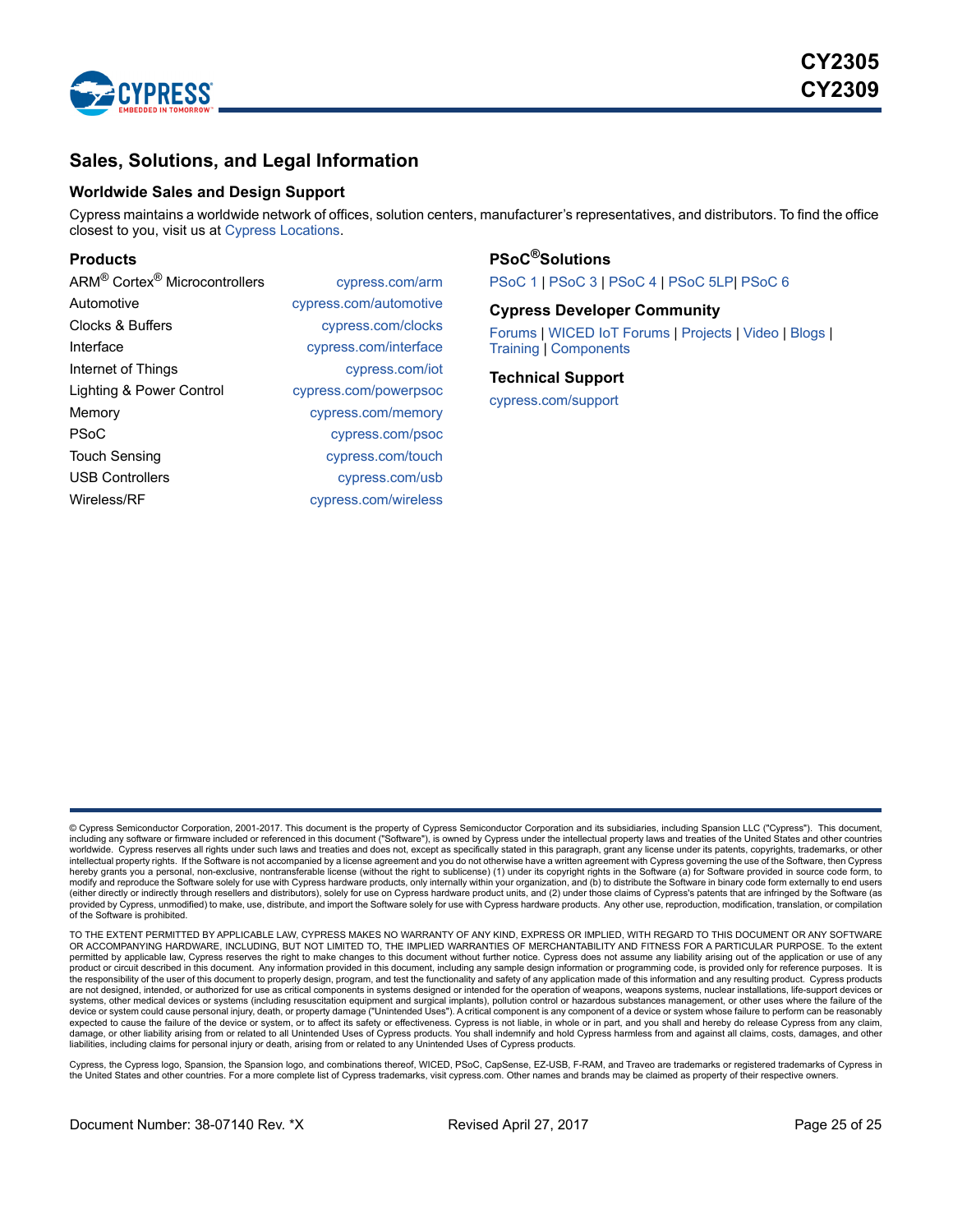## Sales, Solutions, and Legal Information

### Worldwide Sales and Design Support

Cypress maintains a worldwide network of offices, solution centers, manufacturer's representatives, and distributors. To find the office closest to you, visit us at Cypress Locations.

### Products

| | |
|---|---|
| ARM® Cortex® Microcontrollers | cypress.com/arm |
| Automotive | cypress.com/automotive |
| Clocks & Buffers | cypress.com/clocks |
| Interface | cypress.com/interface |
| Internet of Things | cypress.com/iot |
| Lighting & Power Control | cypress.com/powerpsoc |
| Memory | cypress.com/memory |
| PSoC | cypress.com/psoc |
| Touch Sensing | cypress.com/touch |
| USB Controllers | cypress.com/usb |
| Wireless/RF | cypress.com/wireless |

### PSoC® Solutions

PSoC 1 | PSoC 3 | PSoC 4 | PSoC 5LP| PSoC 6

### Cypress Developer Community

Forums | WICED IoT Forums | Projects | Video | Blogs | Training | Components

### Technical Support

cypress.com/support

© Cypress Semiconductor Corporation, 2001-2017. This document is the property of Cypress Semiconductor Corporation and its subsidiaries, including Spansion LLC ("Cypress"). This document, including any software or firmware included or referenced in this document ("Software"), is owned by Cypress under the intellectual property laws and treaties of the United States and other countries worldwide. Cypress reserves all rights under such laws and treaties and does not, except as specifically stated in this paragraph, grant any license under its patents, copyrights, trademarks, or other intellectual property rights. If the Software is not accompanied by a license agreement and you do not otherwise have a written agreement with Cypress governing the use of the Software, then Cypress hereby grants you a personal, non-exclusive, nontransferable license (without the right to sublicense) (1) under its copyright rights in the Software (a) for Software provided in source code form, to modify and reproduce the Software solely for use with Cypress hardware products, only internally within your organization, and (b) to distribute the Software in binary code form externally to end users (either directly or indirectly through resellers and distributors), solely for use on Cypress hardware product units, and (2) under those claims of Cypress's patents that are infringed by the Software (as provided by Cypress, unmodified) to make, use, distribute, and import the Software solely for use with Cypress hardware products. Any other use, reproduction, modification, translation, or compilation of the Software is prohibited.

TO THE EXTENT PERMITTED BY APPLICABLE LAW, CYPRESS MAKES NO WARRANTY OF ANY KIND, EXPRESS OR IMPLIED, WITH REGARD TO THIS DOCUMENT OR ANY SOFTWARE OR ACCOMPANYING HARDWARE, INCLUDING, BUT NOT LIMITED TO, THE IMPLIED WARRANTIES OF MERCHANTABILITY AND FITNESS FOR A PARTICULAR PURPOSE. To the extent permitted by applicable law, Cypress reserves the right to make changes to this document without further notice. Cypress does not assume any liability arising out of the application or use of any product or circuit described in this document. Any information provided in this document, including any sample design information or programming code, is provided only for reference purposes. It is the responsibility of the user of this document to properly design, program, and test the functionality and safety of any application made of this information and any resulting product. Cypress products are not designed, intended, or authorized for use as critical components in systems designed or intended for the operation of weapons, weapons systems, nuclear installations, life-support devices or systems, other medical devices or systems (including resuscitation equipment and surgical implants), pollution control or hazardous substances management, or other uses where the failure of the device or system could cause personal injury, death, or property damage ("Unintended Uses"). A critical component is any component of a device or system whose failure to perform can be reasonably expected to cause the failure of the device or system, or to affect its safety or effectiveness. Cypress is not liable, in whole or in part, and you shall and hereby do release Cypress from any claim, damage, or other liability arising from or related to all Unintended Uses of Cypress products. You shall indemnify and hold Cypress harmless from and against all claims, costs, damages, and other liabilities, including claims for personal injury or death, arising from or related to any Unintended Uses of Cypress products.

Cypress, the Cypress logo, Spansion, the Spansion logo, and combinations thereof, WICED, PSoC, CapSense, EZ-USB, F-RAM, and Traveo are trademarks or registered trademarks of Cypress in the United States and other countries. For a more complete list of Cypress trademarks, visit cypress.com. Other names and brands may be claimed as property of their respective owners.

Document Number: 38-07140 Rev. *X Revised April 27, 2017